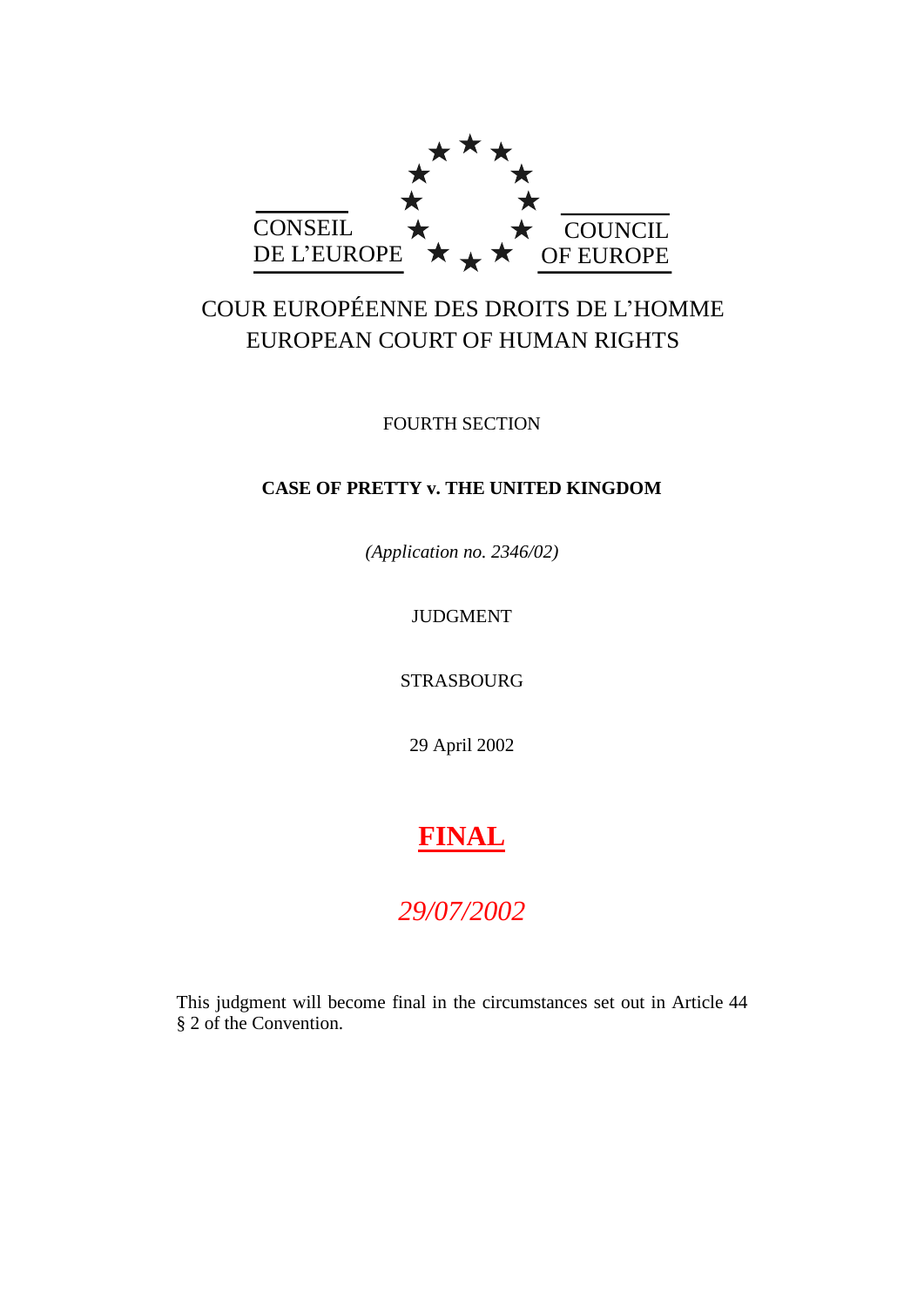CONSEIL DE L'EUROPE

COUNCIL OF EUROPE

COUR EUROPÉENNE DES DROITS DE L'HOMME
EUROPEAN COURT OF HUMAN RIGHTS

FOURTH SECTION

**CASE OF PRETTY v. THE UNITED KINGDOM**

*(Application no. 2346/02)*

JUDGMENT

STRASBOURG

29 April 2002

**FINAL**

*29/07/2002*

This judgment will become final in the circumstances set out in Article 44 § 2 of the Convention.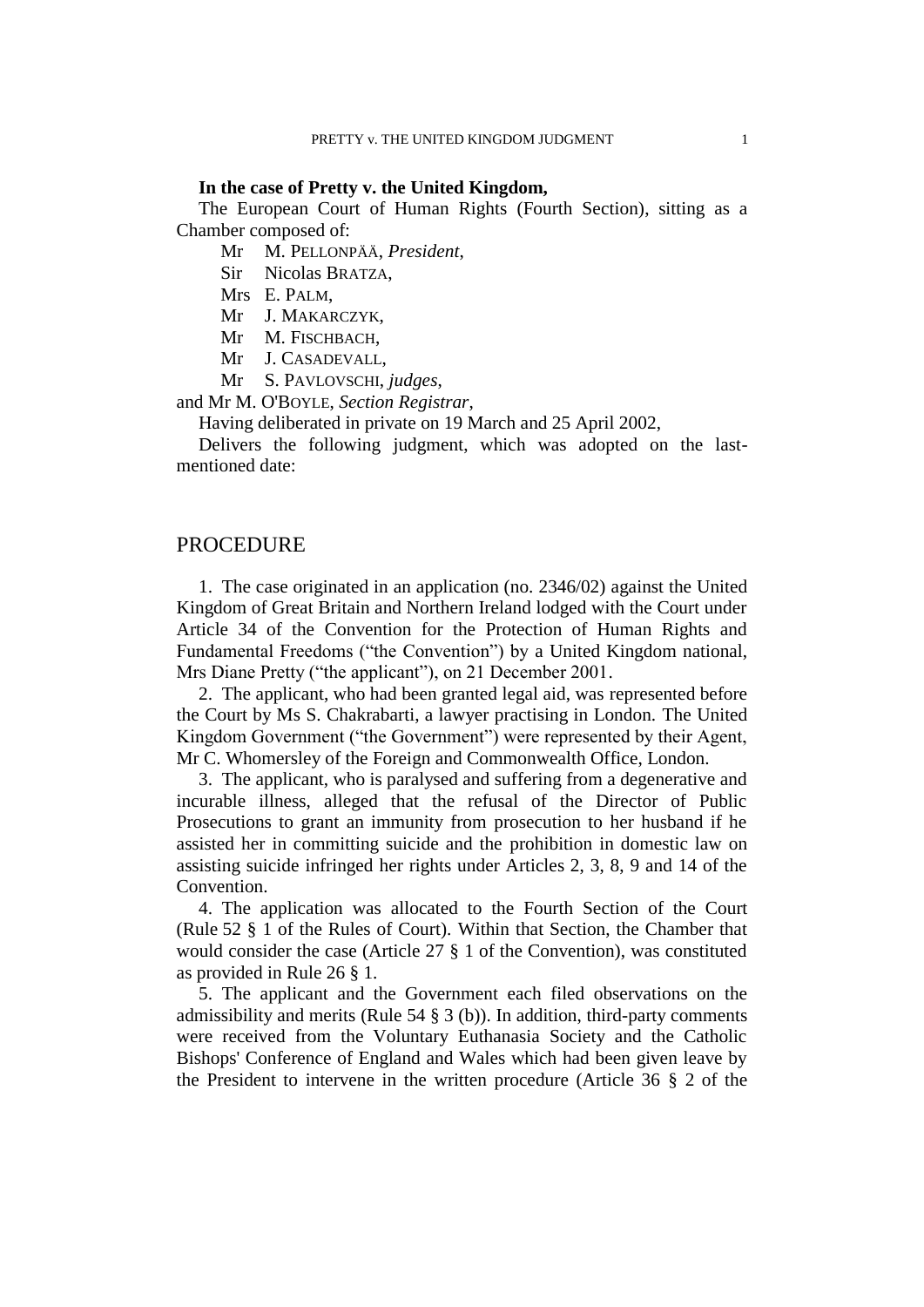**In the case of Pretty v. the United Kingdom,**

The European Court of Human Rights (Fourth Section), sitting as a Chamber composed of:

Mr M. PELLONPÄÄ, *President*,
Sir Nicolas BRATZA,
Mrs E. PALM,
Mr J. MAKARCZYK,
Mr M. FISCHBACH,
Mr J. CASADEVALL,
Mr S. PAVLOVSCHI, *judges*,

and Mr M. O'BOYLE, *Section Registrar*,

Having deliberated in private on 19 March and 25 April 2002,

Delivers the following judgment, which was adopted on the last-mentioned date:

# PROCEDURE

1. The case originated in an application (no. 2346/02) against the United Kingdom of Great Britain and Northern Ireland lodged with the Court under Article 34 of the Convention for the Protection of Human Rights and Fundamental Freedoms ("the Convention") by a United Kingdom national, Mrs Diane Pretty ("the applicant"), on 21 December 2001.

2. The applicant, who had been granted legal aid, was represented before the Court by Ms S. Chakrabarti, a lawyer practising in London. The United Kingdom Government ("the Government") were represented by their Agent, Mr C. Whomersley of the Foreign and Commonwealth Office, London.

3. The applicant, who is paralysed and suffering from a degenerative and incurable illness, alleged that the refusal of the Director of Public Prosecutions to grant an immunity from prosecution to her husband if he assisted her in committing suicide and the prohibition in domestic law on assisting suicide infringed her rights under Articles 2, 3, 8, 9 and 14 of the Convention.

4. The application was allocated to the Fourth Section of the Court (Rule 52 § 1 of the Rules of Court). Within that Section, the Chamber that would consider the case (Article 27 § 1 of the Convention), was constituted as provided in Rule 26 § 1.

5. The applicant and the Government each filed observations on the admissibility and merits (Rule 54 § 3 (b)). In addition, third-party comments were received from the Voluntary Euthanasia Society and the Catholic Bishops' Conference of England and Wales which had been given leave by the President to intervene in the written procedure (Article 36 § 2 of the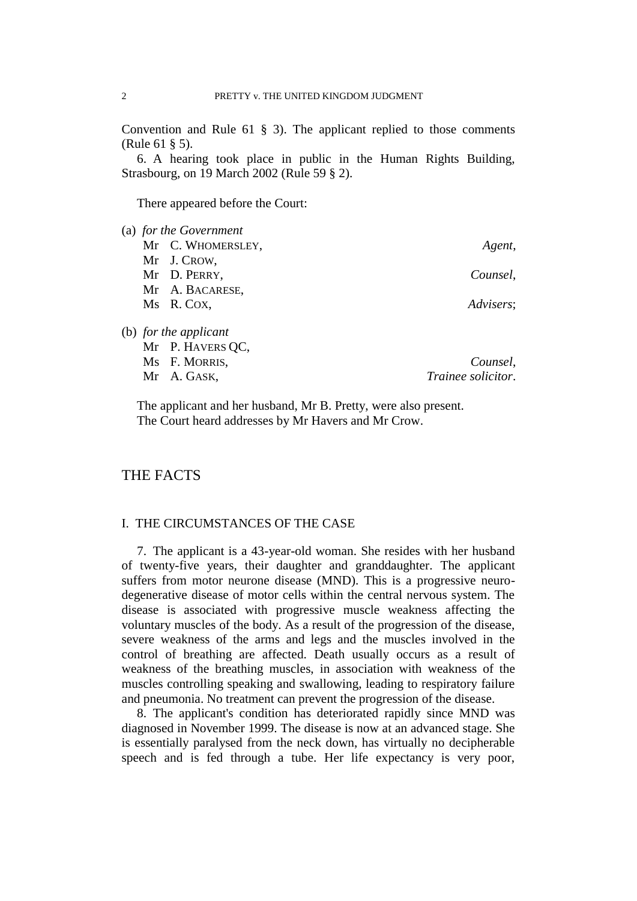Convention and Rule 61 § 3). The applicant replied to those comments (Rule 61 § 5).

6. A hearing took place in public in the Human Rights Building, Strasbourg, on 19 March 2002 (Rule 59 § 2).

There appeared before the Court:

(a) *for the Government*

| | | |
|---|---|---|
| Mr | C. WHOMERSLEY, | *Agent*, |
| Mr | J. CROW, | |
| Mr | D. PERRY, | *Counsel*, |
| Mr | A. BACARESE, | |
| Ms | R. COX, | *Advisers*; |

(b) *for the applicant*

| | | |
|---|---|---|
| Mr | P. HAVERS QC, | |
| Ms | F. MORRIS, | *Counsel*, |
| Mr | A. GASK, | *Trainee solicitor*. |

The applicant and her husband, Mr B. Pretty, were also present.
The Court heard addresses by Mr Havers and Mr Crow.

## THE FACTS

### I. THE CIRCUMSTANCES OF THE CASE

7. The applicant is a 43-year-old woman. She resides with her husband of twenty-five years, their daughter and granddaughter. The applicant suffers from motor neurone disease (MND). This is a progressive neuro-degenerative disease of motor cells within the central nervous system. The disease is associated with progressive muscle weakness affecting the voluntary muscles of the body. As a result of the progression of the disease, severe weakness of the arms and legs and the muscles involved in the control of breathing are affected. Death usually occurs as a result of weakness of the breathing muscles, in association with weakness of the muscles controlling speaking and swallowing, leading to respiratory failure and pneumonia. No treatment can prevent the progression of the disease.

8. The applicant's condition has deteriorated rapidly since MND was diagnosed in November 1999. The disease is now at an advanced stage. She is essentially paralysed from the neck down, has virtually no decipherable speech and is fed through a tube. Her life expectancy is very poor,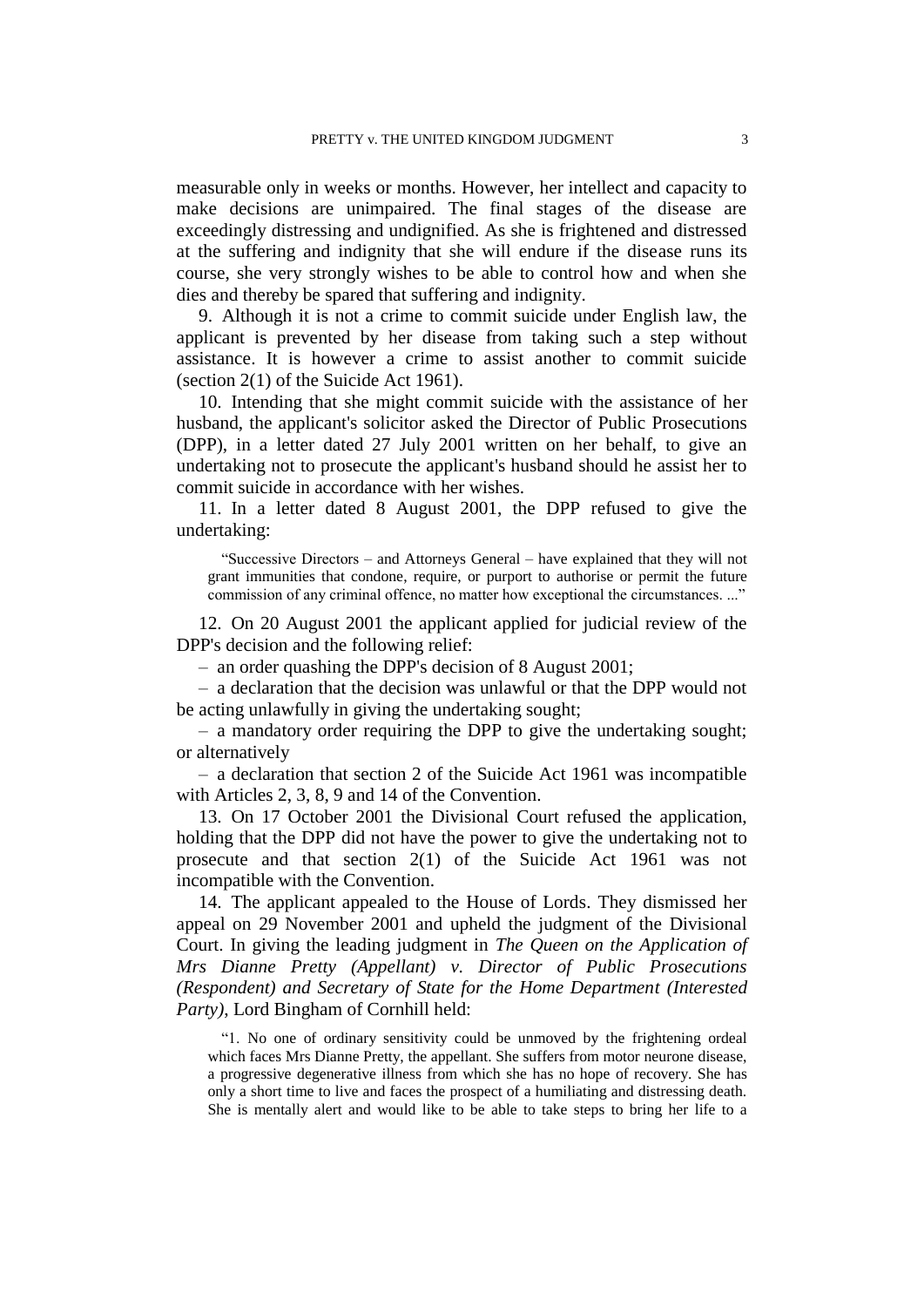measurable only in weeks or months. However, her intellect and capacity to make decisions are unimpaired. The final stages of the disease are exceedingly distressing and undignified. As she is frightened and distressed at the suffering and indignity that she will endure if the disease runs its course, she very strongly wishes to be able to control how and when she dies and thereby be spared that suffering and indignity.

9. Although it is not a crime to commit suicide under English law, the applicant is prevented by her disease from taking such a step without assistance. It is however a crime to assist another to commit suicide (section 2(1) of the Suicide Act 1961).

10. Intending that she might commit suicide with the assistance of her husband, the applicant's solicitor asked the Director of Public Prosecutions (DPP), in a letter dated 27 July 2001 written on her behalf, to give an undertaking not to prosecute the applicant's husband should he assist her to commit suicide in accordance with her wishes.

11. In a letter dated 8 August 2001, the DPP refused to give the undertaking:

> "Successive Directors – and Attorneys General – have explained that they will not grant immunities that condone, require, or purport to authorise or permit the future commission of any criminal offence, no matter how exceptional the circumstances. ..."

12. On 20 August 2001 the applicant applied for judicial review of the DPP's decision and the following relief:

– an order quashing the DPP's decision of 8 August 2001;

– a declaration that the decision was unlawful or that the DPP would not be acting unlawfully in giving the undertaking sought;

– a mandatory order requiring the DPP to give the undertaking sought; or alternatively

– a declaration that section 2 of the Suicide Act 1961 was incompatible with Articles 2, 3, 8, 9 and 14 of the Convention.

13. On 17 October 2001 the Divisional Court refused the application, holding that the DPP did not have the power to give the undertaking not to prosecute and that section 2(1) of the Suicide Act 1961 was not incompatible with the Convention.

14. The applicant appealed to the House of Lords. They dismissed her appeal on 29 November 2001 and upheld the judgment of the Divisional Court. In giving the leading judgment in *The Queen on the Application of Mrs Dianne Pretty (Appellant) v. Director of Public Prosecutions (Respondent) and Secretary of State for the Home Department (Interested Party)*, Lord Bingham of Cornhill held:

> "1. No one of ordinary sensitivity could be unmoved by the frightening ordeal which faces Mrs Dianne Pretty, the appellant. She suffers from motor neurone disease, a progressive degenerative illness from which she has no hope of recovery. She has only a short time to live and faces the prospect of a humiliating and distressing death. She is mentally alert and would like to be able to take steps to bring her life to a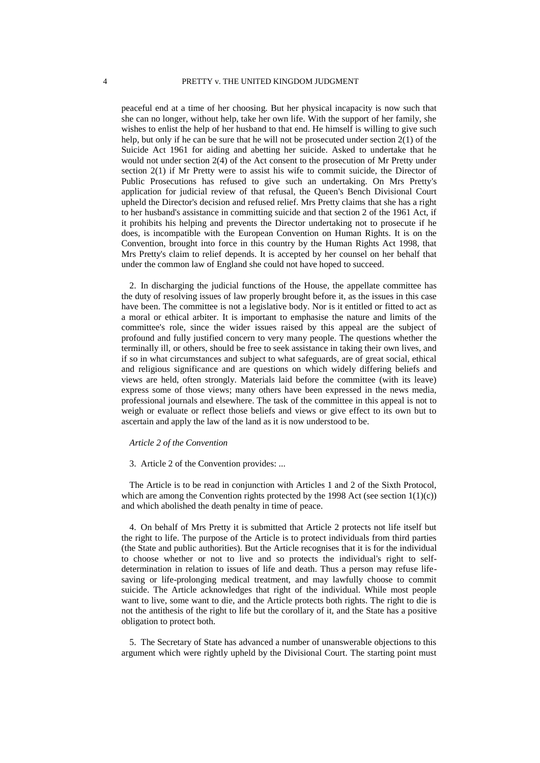peaceful end at a time of her choosing. But her physical incapacity is now such that she can no longer, without help, take her own life. With the support of her family, she wishes to enlist the help of her husband to that end. He himself is willing to give such help, but only if he can be sure that he will not be prosecuted under section 2(1) of the Suicide Act 1961 for aiding and abetting her suicide. Asked to undertake that he would not under section 2(4) of the Act consent to the prosecution of Mr Pretty under section 2(1) if Mr Pretty were to assist his wife to commit suicide, the Director of Public Prosecutions has refused to give such an undertaking. On Mrs Pretty's application for judicial review of that refusal, the Queen's Bench Divisional Court upheld the Director's decision and refused relief. Mrs Pretty claims that she has a right to her husband's assistance in committing suicide and that section 2 of the 1961 Act, if it prohibits his helping and prevents the Director undertaking not to prosecute if he does, is incompatible with the European Convention on Human Rights. It is on the Convention, brought into force in this country by the Human Rights Act 1998, that Mrs Pretty's claim to relief depends. It is accepted by her counsel on her behalf that under the common law of England she could not have hoped to succeed.

2. In discharging the judicial functions of the House, the appellate committee has the duty of resolving issues of law properly brought before it, as the issues in this case have been. The committee is not a legislative body. Nor is it entitled or fitted to act as a moral or ethical arbiter. It is important to emphasise the nature and limits of the committee's role, since the wider issues raised by this appeal are the subject of profound and fully justified concern to very many people. The questions whether the terminally ill, or others, should be free to seek assistance in taking their own lives, and if so in what circumstances and subject to what safeguards, are of great social, ethical and religious significance and are questions on which widely differing beliefs and views are held, often strongly. Materials laid before the committee (with its leave) express some of those views; many others have been expressed in the news media, professional journals and elsewhere. The task of the committee in this appeal is not to weigh or evaluate or reflect those beliefs and views or give effect to its own but to ascertain and apply the law of the land as it is now understood to be.

*Article 2 of the Convention*

3. Article 2 of the Convention provides: ...

The Article is to be read in conjunction with Articles 1 and 2 of the Sixth Protocol, which are among the Convention rights protected by the 1998 Act (see section 1(1)(c)) and which abolished the death penalty in time of peace.

4. On behalf of Mrs Pretty it is submitted that Article 2 protects not life itself but the right to life. The purpose of the Article is to protect individuals from third parties (the State and public authorities). But the Article recognises that it is for the individual to choose whether or not to live and so protects the individual's right to self-determination in relation to issues of life and death. Thus a person may refuse life-saving or life-prolonging medical treatment, and may lawfully choose to commit suicide. The Article acknowledges that right of the individual. While most people want to live, some want to die, and the Article protects both rights. The right to die is not the antithesis of the right to life but the corollary of it, and the State has a positive obligation to protect both.

5. The Secretary of State has advanced a number of unanswerable objections to this argument which were rightly upheld by the Divisional Court. The starting point must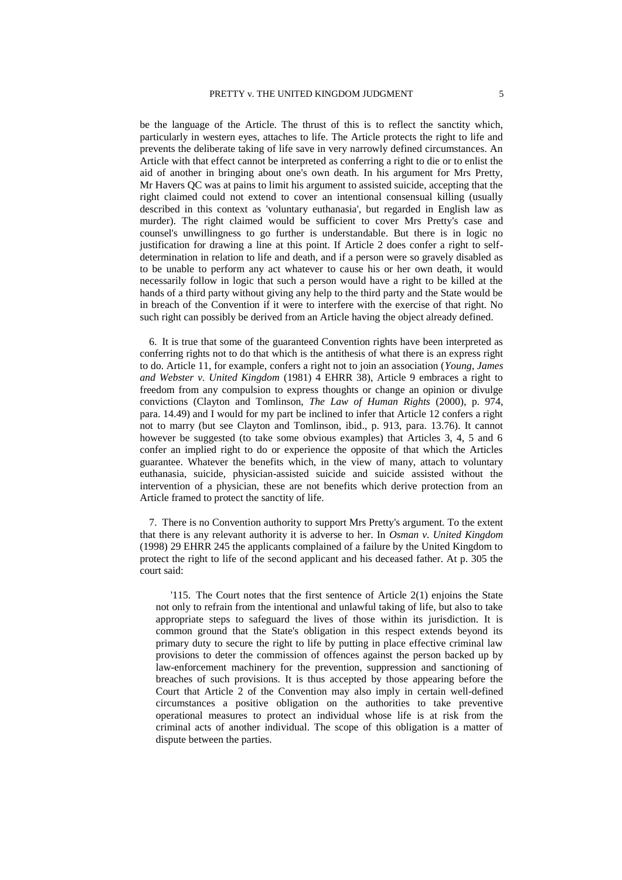be the language of the Article. The thrust of this is to reflect the sanctity which, particularly in western eyes, attaches to life. The Article protects the right to life and prevents the deliberate taking of life save in very narrowly defined circumstances. An Article with that effect cannot be interpreted as conferring a right to die or to enlist the aid of another in bringing about one's own death. In his argument for Mrs Pretty, Mr Havers QC was at pains to limit his argument to assisted suicide, accepting that the right claimed could not extend to cover an intentional consensual killing (usually described in this context as 'voluntary euthanasia', but regarded in English law as murder). The right claimed would be sufficient to cover Mrs Pretty's case and counsel's unwillingness to go further is understandable. But there is in logic no justification for drawing a line at this point. If Article 2 does confer a right to self-determination in relation to life and death, and if a person were so gravely disabled as to be unable to perform any act whatever to cause his or her own death, it would necessarily follow in logic that such a person would have a right to be killed at the hands of a third party without giving any help to the third party and the State would be in breach of the Convention if it were to interfere with the exercise of that right. No such right can possibly be derived from an Article having the object already defined.

6. It is true that some of the guaranteed Convention rights have been interpreted as conferring rights not to do that which is the antithesis of what there is an express right to do. Article 11, for example, confers a right not to join an association (*Young, James and Webster v. United Kingdom* (1981) 4 EHRR 38), Article 9 embraces a right to freedom from any compulsion to express thoughts or change an opinion or divulge convictions (Clayton and Tomlinson, *The Law of Human Rights* (2000), p. 974, para. 14.49) and I would for my part be inclined to infer that Article 12 confers a right not to marry (but see Clayton and Tomlinson, ibid., p. 913, para. 13.76). It cannot however be suggested (to take some obvious examples) that Articles 3, 4, 5 and 6 confer an implied right to do or experience the opposite of that which the Articles guarantee. Whatever the benefits which, in the view of many, attach to voluntary euthanasia, suicide, physician-assisted suicide and suicide assisted without the intervention of a physician, these are not benefits which derive protection from an Article framed to protect the sanctity of life.

7. There is no Convention authority to support Mrs Pretty's argument. To the extent that there is any relevant authority it is adverse to her. In *Osman v. United Kingdom* (1998) 29 EHRR 245 the applicants complained of a failure by the United Kingdom to protect the right to life of the second applicant and his deceased father. At p. 305 the court said:

> '115. The Court notes that the first sentence of Article 2(1) enjoins the State not only to refrain from the intentional and unlawful taking of life, but also to take appropriate steps to safeguard the lives of those within its jurisdiction. It is common ground that the State's obligation in this respect extends beyond its primary duty to secure the right to life by putting in place effective criminal law provisions to deter the commission of offences against the person backed up by law-enforcement machinery for the prevention, suppression and sanctioning of breaches of such provisions. It is thus accepted by those appearing before the Court that Article 2 of the Convention may also imply in certain well-defined circumstances a positive obligation on the authorities to take preventive operational measures to protect an individual whose life is at risk from the criminal acts of another individual. The scope of this obligation is a matter of dispute between the parties.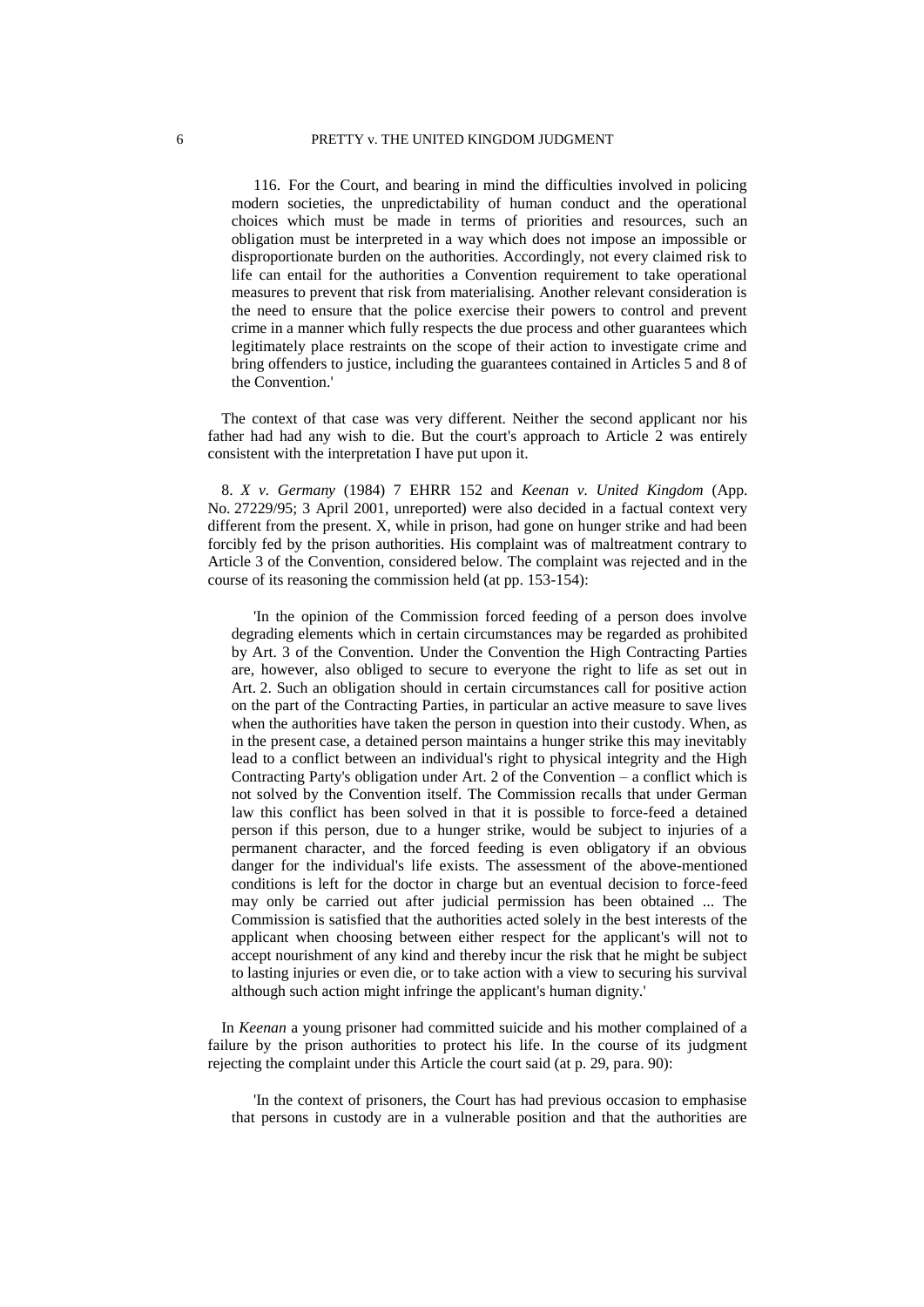116. For the Court, and bearing in mind the difficulties involved in policing modern societies, the unpredictability of human conduct and the operational choices which must be made in terms of priorities and resources, such an obligation must be interpreted in a way which does not impose an impossible or disproportionate burden on the authorities. Accordingly, not every claimed risk to life can entail for the authorities a Convention requirement to take operational measures to prevent that risk from materialising. Another relevant consideration is the need to ensure that the police exercise their powers to control and prevent crime in a manner which fully respects the due process and other guarantees which legitimately place restraints on the scope of their action to investigate crime and bring offenders to justice, including the guarantees contained in Articles 5 and 8 of the Convention.'

The context of that case was very different. Neither the second applicant nor his father had had any wish to die. But the court's approach to Article 2 was entirely consistent with the interpretation I have put upon it.

8. *X v. Germany* (1984) 7 EHRR 152 and *Keenan v. United Kingdom* (App. No. 27229/95; 3 April 2001, unreported) were also decided in a factual context very different from the present. X, while in prison, had gone on hunger strike and had been forcibly fed by the prison authorities. His complaint was of maltreatment contrary to Article 3 of the Convention, considered below. The complaint was rejected and in the course of its reasoning the commission held (at pp. 153-154):

> 'In the opinion of the Commission forced feeding of a person does involve degrading elements which in certain circumstances may be regarded as prohibited by Art. 3 of the Convention. Under the Convention the High Contracting Parties are, however, also obliged to secure to everyone the right to life as set out in Art. 2. Such an obligation should in certain circumstances call for positive action on the part of the Contracting Parties, in particular an active measure to save lives when the authorities have taken the person in question into their custody. When, as in the present case, a detained person maintains a hunger strike this may inevitably lead to a conflict between an individual's right to physical integrity and the High Contracting Party's obligation under Art. 2 of the Convention – a conflict which is not solved by the Convention itself. The Commission recalls that under German law this conflict has been solved in that it is possible to force-feed a detained person if this person, due to a hunger strike, would be subject to injuries of a permanent character, and the forced feeding is even obligatory if an obvious danger for the individual's life exists. The assessment of the above-mentioned conditions is left for the doctor in charge but an eventual decision to force-feed may only be carried out after judicial permission has been obtained ... The Commission is satisfied that the authorities acted solely in the best interests of the applicant when choosing between either respect for the applicant's will not to accept nourishment of any kind and thereby incur the risk that he might be subject to lasting injuries or even die, or to take action with a view to securing his survival although such action might infringe the applicant's human dignity.'

In *Keenan* a young prisoner had committed suicide and his mother complained of a failure by the prison authorities to protect his life. In the course of its judgment rejecting the complaint under this Article the court said (at p. 29, para. 90):

> 'In the context of prisoners, the Court has had previous occasion to emphasise that persons in custody are in a vulnerable position and that the authorities are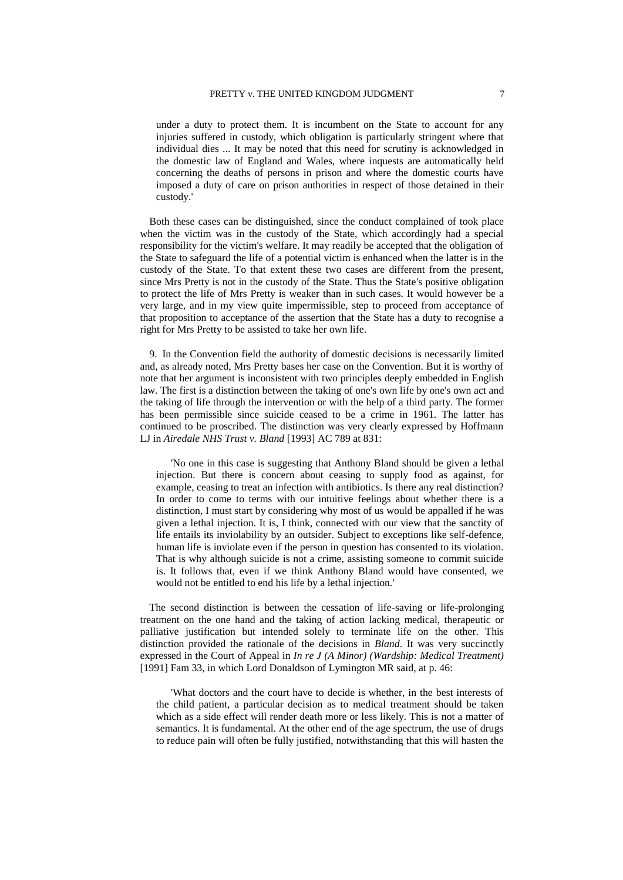under a duty to protect them. It is incumbent on the State to account for any injuries suffered in custody, which obligation is particularly stringent where that individual dies ... It may be noted that this need for scrutiny is acknowledged in the domestic law of England and Wales, where inquests are automatically held concerning the deaths of persons in prison and where the domestic courts have imposed a duty of care on prison authorities in respect of those detained in their custody.'

Both these cases can be distinguished, since the conduct complained of took place when the victim was in the custody of the State, which accordingly had a special responsibility for the victim's welfare. It may readily be accepted that the obligation of the State to safeguard the life of a potential victim is enhanced when the latter is in the custody of the State. To that extent these two cases are different from the present, since Mrs Pretty is not in the custody of the State. Thus the State's positive obligation to protect the life of Mrs Pretty is weaker than in such cases. It would however be a very large, and in my view quite impermissible, step to proceed from acceptance of that proposition to acceptance of the assertion that the State has a duty to recognise a right for Mrs Pretty to be assisted to take her own life.

9. In the Convention field the authority of domestic decisions is necessarily limited and, as already noted, Mrs Pretty bases her case on the Convention. But it is worthy of note that her argument is inconsistent with two principles deeply embedded in English law. The first is a distinction between the taking of one's own life by one's own act and the taking of life through the intervention or with the help of a third party. The former has been permissible since suicide ceased to be a crime in 1961. The latter has continued to be proscribed. The distinction was very clearly expressed by Hoffmann LJ in *Airedale NHS Trust v. Bland* [1993] AC 789 at 831:

> 'No one in this case is suggesting that Anthony Bland should be given a lethal injection. But there is concern about ceasing to supply food as against, for example, ceasing to treat an infection with antibiotics. Is there any real distinction? In order to come to terms with our intuitive feelings about whether there is a distinction, I must start by considering why most of us would be appalled if he was given a lethal injection. It is, I think, connected with our view that the sanctity of life entails its inviolability by an outsider. Subject to exceptions like self-defence, human life is inviolate even if the person in question has consented to its violation. That is why although suicide is not a crime, assisting someone to commit suicide is. It follows that, even if we think Anthony Bland would have consented, we would not be entitled to end his life by a lethal injection.'

The second distinction is between the cessation of life-saving or life-prolonging treatment on the one hand and the taking of action lacking medical, therapeutic or palliative justification but intended solely to terminate life on the other. This distinction provided the rationale of the decisions in *Bland*. It was very succinctly expressed in the Court of Appeal in *In re J (A Minor) (Wardship: Medical Treatment)* [1991] Fam 33, in which Lord Donaldson of Lymington MR said, at p. 46:

> 'What doctors and the court have to decide is whether, in the best interests of the child patient, a particular decision as to medical treatment should be taken which as a side effect will render death more or less likely. This is not a matter of semantics. It is fundamental. At the other end of the age spectrum, the use of drugs to reduce pain will often be fully justified, notwithstanding that this will hasten the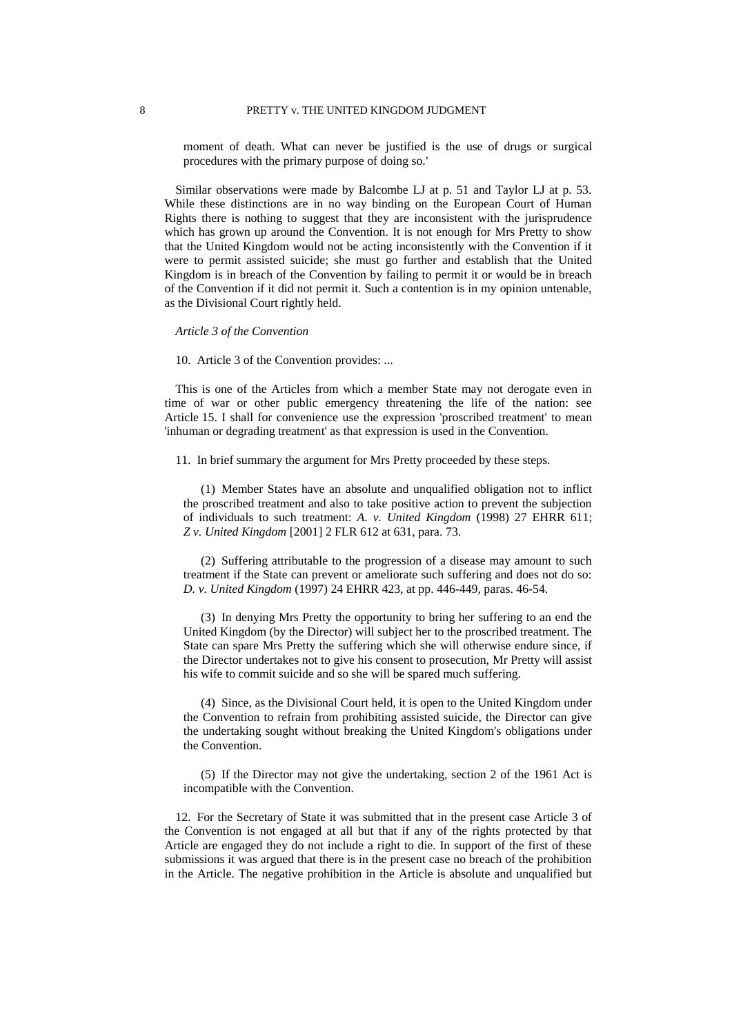moment of death. What can never be justified is the use of drugs or surgical procedures with the primary purpose of doing so.'

Similar observations were made by Balcombe LJ at p. 51 and Taylor LJ at p. 53. While these distinctions are in no way binding on the European Court of Human Rights there is nothing to suggest that they are inconsistent with the jurisprudence which has grown up around the Convention. It is not enough for Mrs Pretty to show that the United Kingdom would not be acting inconsistently with the Convention if it were to permit assisted suicide; she must go further and establish that the United Kingdom is in breach of the Convention by failing to permit it or would be in breach of the Convention if it did not permit it. Such a contention is in my opinion untenable, as the Divisional Court rightly held.

*Article 3 of the Convention*

10. Article 3 of the Convention provides: ...

This is one of the Articles from which a member State may not derogate even in time of war or other public emergency threatening the life of the nation: see Article 15. I shall for convenience use the expression 'proscribed treatment' to mean 'inhuman or degrading treatment' as that expression is used in the Convention.

11. In brief summary the argument for Mrs Pretty proceeded by these steps.

(1) Member States have an absolute and unqualified obligation not to inflict the proscribed treatment and also to take positive action to prevent the subjection of individuals to such treatment: *A. v. United Kingdom* (1998) 27 EHRR 611; *Z v. United Kingdom* [2001] 2 FLR 612 at 631, para. 73.

(2) Suffering attributable to the progression of a disease may amount to such treatment if the State can prevent or ameliorate such suffering and does not do so: *D. v. United Kingdom* (1997) 24 EHRR 423, at pp. 446-449, paras. 46-54.

(3) In denying Mrs Pretty the opportunity to bring her suffering to an end the United Kingdom (by the Director) will subject her to the proscribed treatment. The State can spare Mrs Pretty the suffering which she will otherwise endure since, if the Director undertakes not to give his consent to prosecution, Mr Pretty will assist his wife to commit suicide and so she will be spared much suffering.

(4) Since, as the Divisional Court held, it is open to the United Kingdom under the Convention to refrain from prohibiting assisted suicide, the Director can give the undertaking sought without breaking the United Kingdom's obligations under the Convention.

(5) If the Director may not give the undertaking, section 2 of the 1961 Act is incompatible with the Convention.

12. For the Secretary of State it was submitted that in the present case Article 3 of the Convention is not engaged at all but that if any of the rights protected by that Article are engaged they do not include a right to die. In support of the first of these submissions it was argued that there is in the present case no breach of the prohibition in the Article. The negative prohibition in the Article is absolute and unqualified but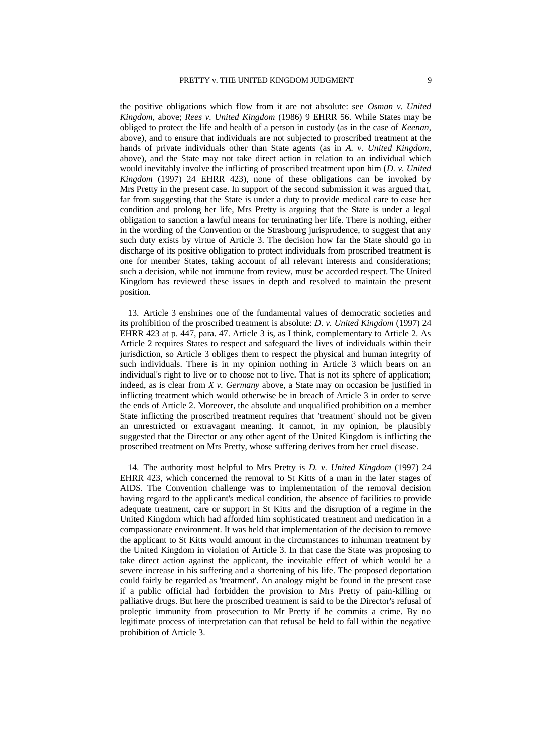the positive obligations which flow from it are not absolute: see *Osman v. United Kingdom*, above; *Rees v. United Kingdom* (1986) 9 EHRR 56. While States may be obliged to protect the life and health of a person in custody (as in the case of *Keenan*, above), and to ensure that individuals are not subjected to proscribed treatment at the hands of private individuals other than State agents (as in *A. v. United Kingdom*, above), and the State may not take direct action in relation to an individual which would inevitably involve the inflicting of proscribed treatment upon him (*D. v. United Kingdom* (1997) 24 EHRR 423), none of these obligations can be invoked by Mrs Pretty in the present case. In support of the second submission it was argued that, far from suggesting that the State is under a duty to provide medical care to ease her condition and prolong her life, Mrs Pretty is arguing that the State is under a legal obligation to sanction a lawful means for terminating her life. There is nothing, either in the wording of the Convention or the Strasbourg jurisprudence, to suggest that any such duty exists by virtue of Article 3. The decision how far the State should go in discharge of its positive obligation to protect individuals from proscribed treatment is one for member States, taking account of all relevant interests and considerations; such a decision, while not immune from review, must be accorded respect. The United Kingdom has reviewed these issues in depth and resolved to maintain the present position.

13. Article 3 enshrines one of the fundamental values of democratic societies and its prohibition of the proscribed treatment is absolute: *D. v. United Kingdom* (1997) 24 EHRR 423 at p. 447, para. 47. Article 3 is, as I think, complementary to Article 2. As Article 2 requires States to respect and safeguard the lives of individuals within their jurisdiction, so Article 3 obliges them to respect the physical and human integrity of such individuals. There is in my opinion nothing in Article 3 which bears on an individual's right to live or to choose not to live. That is not its sphere of application; indeed, as is clear from *X v. Germany* above, a State may on occasion be justified in inflicting treatment which would otherwise be in breach of Article 3 in order to serve the ends of Article 2. Moreover, the absolute and unqualified prohibition on a member State inflicting the proscribed treatment requires that 'treatment' should not be given an unrestricted or extravagant meaning. It cannot, in my opinion, be plausibly suggested that the Director or any other agent of the United Kingdom is inflicting the proscribed treatment on Mrs Pretty, whose suffering derives from her cruel disease.

14. The authority most helpful to Mrs Pretty is *D. v. United Kingdom* (1997) 24 EHRR 423, which concerned the removal to St Kitts of a man in the later stages of AIDS. The Convention challenge was to implementation of the removal decision having regard to the applicant's medical condition, the absence of facilities to provide adequate treatment, care or support in St Kitts and the disruption of a regime in the United Kingdom which had afforded him sophisticated treatment and medication in a compassionate environment. It was held that implementation of the decision to remove the applicant to St Kitts would amount in the circumstances to inhuman treatment by the United Kingdom in violation of Article 3. In that case the State was proposing to take direct action against the applicant, the inevitable effect of which would be a severe increase in his suffering and a shortening of his life. The proposed deportation could fairly be regarded as 'treatment'. An analogy might be found in the present case if a public official had forbidden the provision to Mrs Pretty of pain-killing or palliative drugs. But here the proscribed treatment is said to be the Director's refusal of proleptic immunity from prosecution to Mr Pretty if he commits a crime. By no legitimate process of interpretation can that refusal be held to fall within the negative prohibition of Article 3.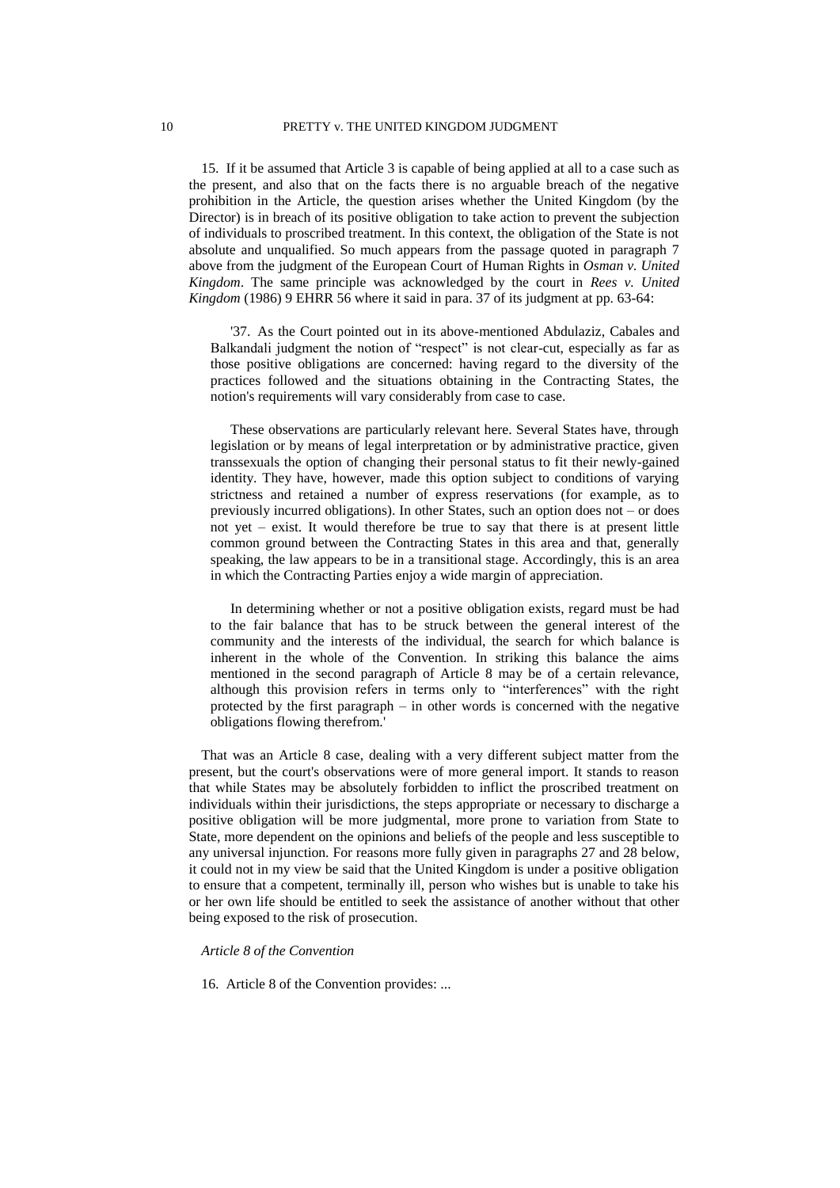15. If it be assumed that Article 3 is capable of being applied at all to a case such as the present, and also that on the facts there is no arguable breach of the negative prohibition in the Article, the question arises whether the United Kingdom (by the Director) is in breach of its positive obligation to take action to prevent the subjection of individuals to proscribed treatment. In this context, the obligation of the State is not absolute and unqualified. So much appears from the passage quoted in paragraph 7 above from the judgment of the European Court of Human Rights in *Osman v. United Kingdom*. The same principle was acknowledged by the court in *Rees v. United Kingdom* (1986) 9 EHRR 56 where it said in para. 37 of its judgment at pp. 63-64:

> '37. As the Court pointed out in its above-mentioned Abdulaziz, Cabales and Balkandali judgment the notion of "respect" is not clear-cut, especially as far as those positive obligations are concerned: having regard to the diversity of the practices followed and the situations obtaining in the Contracting States, the notion's requirements will vary considerably from case to case.
>
> These observations are particularly relevant here. Several States have, through legislation or by means of legal interpretation or by administrative practice, given transsexuals the option of changing their personal status to fit their newly-gained identity. They have, however, made this option subject to conditions of varying strictness and retained a number of express reservations (for example, as to previously incurred obligations). In other States, such an option does not – or does not yet – exist. It would therefore be true to say that there is at present little common ground between the Contracting States in this area and that, generally speaking, the law appears to be in a transitional stage. Accordingly, this is an area in which the Contracting Parties enjoy a wide margin of appreciation.
>
> In determining whether or not a positive obligation exists, regard must be had to the fair balance that has to be struck between the general interest of the community and the interests of the individual, the search for which balance is inherent in the whole of the Convention. In striking this balance the aims mentioned in the second paragraph of Article 8 may be of a certain relevance, although this provision refers in terms only to "interferences" with the right protected by the first paragraph – in other words is concerned with the negative obligations flowing therefrom.'

That was an Article 8 case, dealing with a very different subject matter from the present, but the court's observations were of more general import. It stands to reason that while States may be absolutely forbidden to inflict the proscribed treatment on individuals within their jurisdictions, the steps appropriate or necessary to discharge a positive obligation will be more judgmental, more prone to variation from State to State, more dependent on the opinions and beliefs of the people and less susceptible to any universal injunction. For reasons more fully given in paragraphs 27 and 28 below, it could not in my view be said that the United Kingdom is under a positive obligation to ensure that a competent, terminally ill, person who wishes but is unable to take his or her own life should be entitled to seek the assistance of another without that other being exposed to the risk of prosecution.

*Article 8 of the Convention*

16. Article 8 of the Convention provides: ...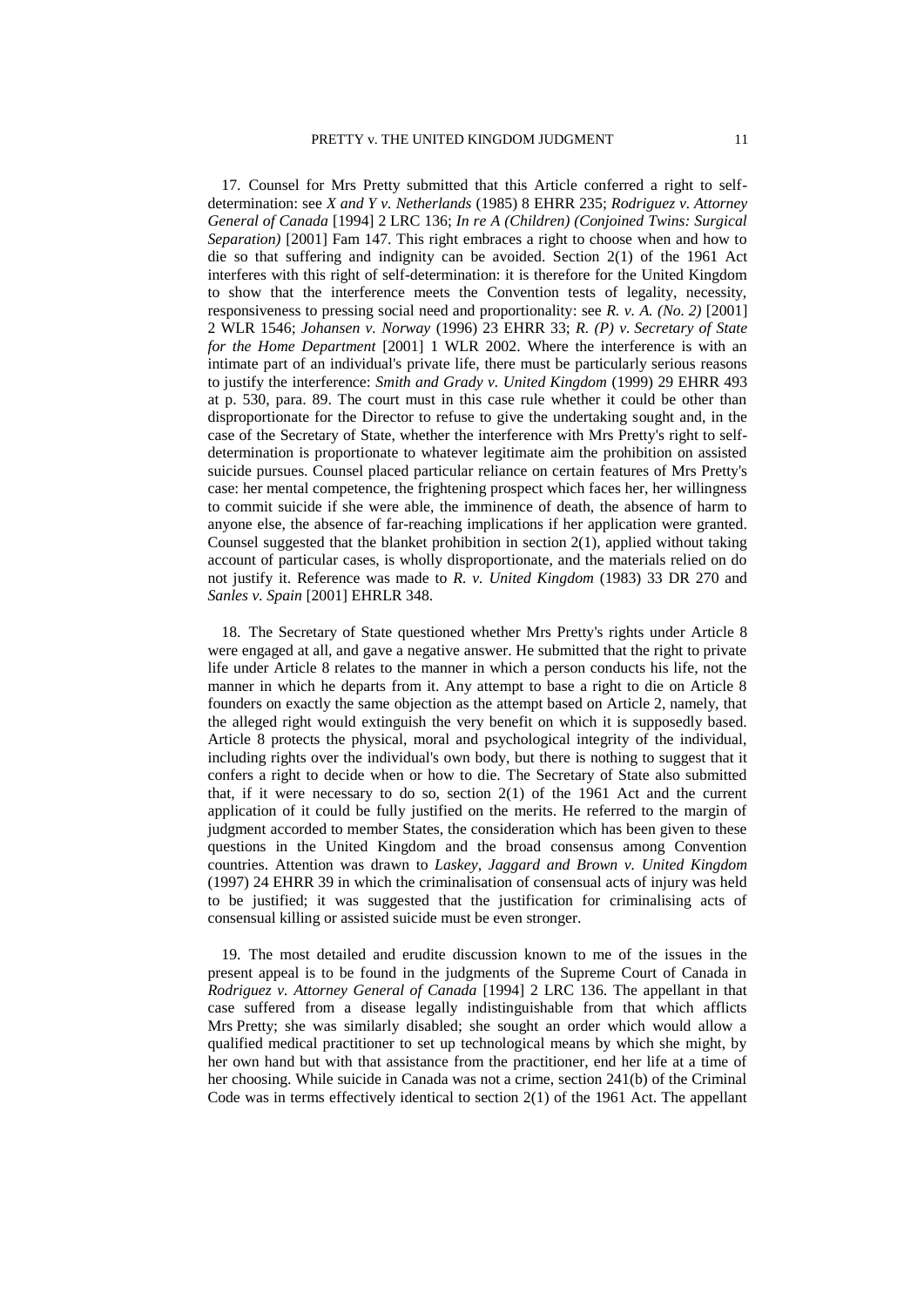17. Counsel for Mrs Pretty submitted that this Article conferred a right to self-determination: see *X and Y v. Netherlands* (1985) 8 EHRR 235; *Rodriguez v. Attorney General of Canada* [1994] 2 LRC 136; *In re A (Children) (Conjoined Twins: Surgical Separation)* [2001] Fam 147. This right embraces a right to choose when and how to die so that suffering and indignity can be avoided. Section 2(1) of the 1961 Act interferes with this right of self-determination: it is therefore for the United Kingdom to show that the interference meets the Convention tests of legality, necessity, responsiveness to pressing social need and proportionality: see *R. v. A. (No. 2)* [2001] 2 WLR 1546; *Johansen v. Norway* (1996) 23 EHRR 33; *R. (P) v. Secretary of State for the Home Department* [2001] 1 WLR 2002. Where the interference is with an intimate part of an individual's private life, there must be particularly serious reasons to justify the interference: *Smith and Grady v. United Kingdom* (1999) 29 EHRR 493 at p. 530, para. 89. The court must in this case rule whether it could be other than disproportionate for the Director to refuse to give the undertaking sought and, in the case of the Secretary of State, whether the interference with Mrs Pretty's right to self-determination is proportionate to whatever legitimate aim the prohibition on assisted suicide pursues. Counsel placed particular reliance on certain features of Mrs Pretty's case: her mental competence, the frightening prospect which faces her, her willingness to commit suicide if she were able, the imminence of death, the absence of harm to anyone else, the absence of far-reaching implications if her application were granted. Counsel suggested that the blanket prohibition in section 2(1), applied without taking account of particular cases, is wholly disproportionate, and the materials relied on do not justify it. Reference was made to *R. v. United Kingdom* (1983) 33 DR 270 and *Sanles v. Spain* [2001] EHRLR 348.

18. The Secretary of State questioned whether Mrs Pretty's rights under Article 8 were engaged at all, and gave a negative answer. He submitted that the right to private life under Article 8 relates to the manner in which a person conducts his life, not the manner in which he departs from it. Any attempt to base a right to die on Article 8 founders on exactly the same objection as the attempt based on Article 2, namely, that the alleged right would extinguish the very benefit on which it is supposedly based. Article 8 protects the physical, moral and psychological integrity of the individual, including rights over the individual's own body, but there is nothing to suggest that it confers a right to decide when or how to die. The Secretary of State also submitted that, if it were necessary to do so, section 2(1) of the 1961 Act and the current application of it could be fully justified on the merits. He referred to the margin of judgment accorded to member States, the consideration which has been given to these questions in the United Kingdom and the broad consensus among Convention countries. Attention was drawn to *Laskey, Jaggard and Brown v. United Kingdom* (1997) 24 EHRR 39 in which the criminalisation of consensual acts of injury was held to be justified; it was suggested that the justification for criminalising acts of consensual killing or assisted suicide must be even stronger.

19. The most detailed and erudite discussion known to me of the issues in the present appeal is to be found in the judgments of the Supreme Court of Canada in *Rodriguez v. Attorney General of Canada* [1994] 2 LRC 136. The appellant in that case suffered from a disease legally indistinguishable from that which afflicts Mrs Pretty; she was similarly disabled; she sought an order which would allow a qualified medical practitioner to set up technological means by which she might, by her own hand but with that assistance from the practitioner, end her life at a time of her choosing. While suicide in Canada was not a crime, section 241(b) of the Criminal Code was in terms effectively identical to section 2(1) of the 1961 Act. The appellant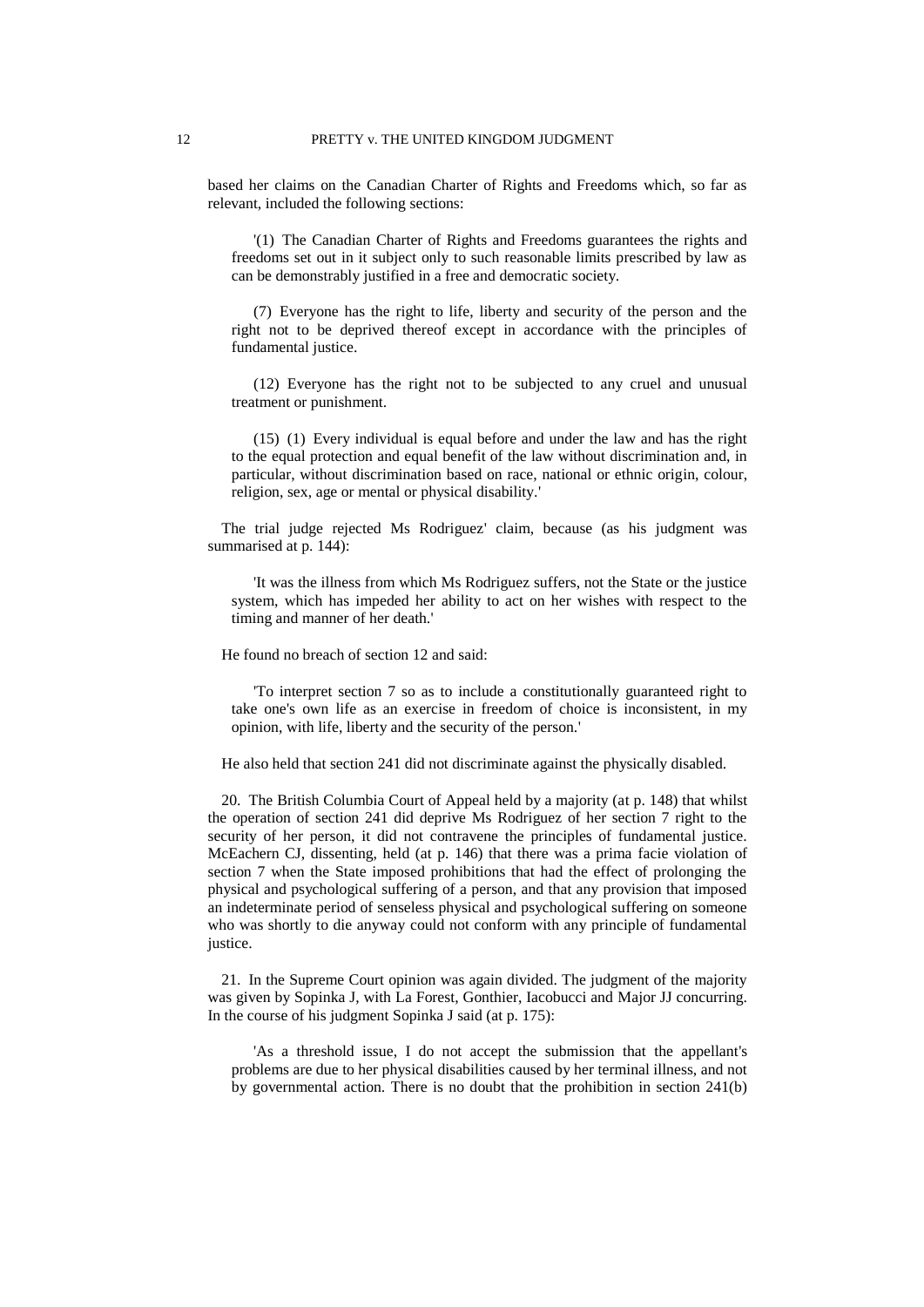based her claims on the Canadian Charter of Rights and Freedoms which, so far as relevant, included the following sections:

> '(1) The Canadian Charter of Rights and Freedoms guarantees the rights and freedoms set out in it subject only to such reasonable limits prescribed by law as can be demonstrably justified in a free and democratic society.
>
> (7) Everyone has the right to life, liberty and security of the person and the right not to be deprived thereof except in accordance with the principles of fundamental justice.
>
> (12) Everyone has the right not to be subjected to any cruel and unusual treatment or punishment.
>
> (15) (1) Every individual is equal before and under the law and has the right to the equal protection and equal benefit of the law without discrimination and, in particular, without discrimination based on race, national or ethnic origin, colour, religion, sex, age or mental or physical disability.'

The trial judge rejected Ms Rodriguez' claim, because (as his judgment was summarised at p. 144):

> 'It was the illness from which Ms Rodriguez suffers, not the State or the justice system, which has impeded her ability to act on her wishes with respect to the timing and manner of her death.'

He found no breach of section 12 and said:

> 'To interpret section 7 so as to include a constitutionally guaranteed right to take one's own life as an exercise in freedom of choice is inconsistent, in my opinion, with life, liberty and the security of the person.'

He also held that section 241 did not discriminate against the physically disabled.

20. The British Columbia Court of Appeal held by a majority (at p. 148) that whilst the operation of section 241 did deprive Ms Rodriguez of her section 7 right to the security of her person, it did not contravene the principles of fundamental justice. McEachern CJ, dissenting, held (at p. 146) that there was a prima facie violation of section 7 when the State imposed prohibitions that had the effect of prolonging the physical and psychological suffering of a person, and that any provision that imposed an indeterminate period of senseless physical and psychological suffering on someone who was shortly to die anyway could not conform with any principle of fundamental justice.

21. In the Supreme Court opinion was again divided. The judgment of the majority was given by Sopinka J, with La Forest, Gonthier, Iacobucci and Major JJ concurring. In the course of his judgment Sopinka J said (at p. 175):

> 'As a threshold issue, I do not accept the submission that the appellant's problems are due to her physical disabilities caused by her terminal illness, and not by governmental action. There is no doubt that the prohibition in section 241(b)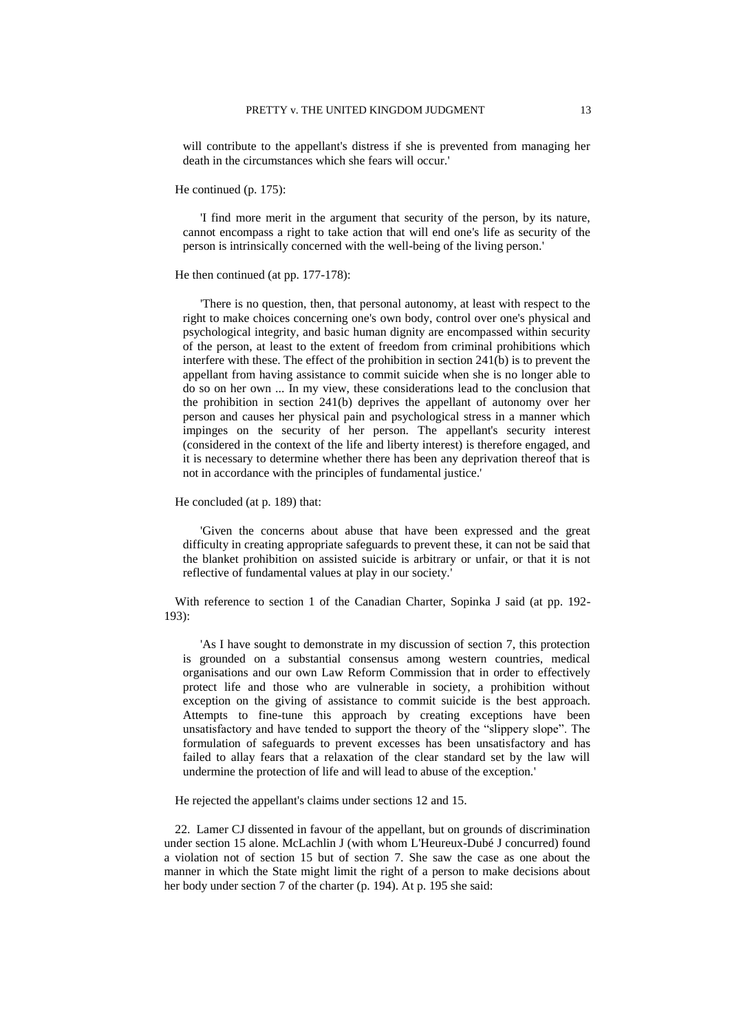will contribute to the appellant's distress if she is prevented from managing her death in the circumstances which she fears will occur.'

He continued (p. 175):

> 'I find more merit in the argument that security of the person, by its nature, cannot encompass a right to take action that will end one's life as security of the person is intrinsically concerned with the well-being of the living person.'

He then continued (at pp. 177-178):

> 'There is no question, then, that personal autonomy, at least with respect to the right to make choices concerning one's own body, control over one's physical and psychological integrity, and basic human dignity are encompassed within security of the person, at least to the extent of freedom from criminal prohibitions which interfere with these. The effect of the prohibition in section 241(b) is to prevent the appellant from having assistance to commit suicide when she is no longer able to do so on her own ... In my view, these considerations lead to the conclusion that the prohibition in section 241(b) deprives the appellant of autonomy over her person and causes her physical pain and psychological stress in a manner which impinges on the security of her person. The appellant's security interest (considered in the context of the life and liberty interest) is therefore engaged, and it is necessary to determine whether there has been any deprivation thereof that is not in accordance with the principles of fundamental justice.'

He concluded (at p. 189) that:

> 'Given the concerns about abuse that have been expressed and the great difficulty in creating appropriate safeguards to prevent these, it can not be said that the blanket prohibition on assisted suicide is arbitrary or unfair, or that it is not reflective of fundamental values at play in our society.'

With reference to section 1 of the Canadian Charter, Sopinka J said (at pp. 192-193):

> 'As I have sought to demonstrate in my discussion of section 7, this protection is grounded on a substantial consensus among western countries, medical organisations and our own Law Reform Commission that in order to effectively protect life and those who are vulnerable in society, a prohibition without exception on the giving of assistance to commit suicide is the best approach. Attempts to fine-tune this approach by creating exceptions have been unsatisfactory and have tended to support the theory of the "slippery slope". The formulation of safeguards to prevent excesses has been unsatisfactory and has failed to allay fears that a relaxation of the clear standard set by the law will undermine the protection of life and will lead to abuse of the exception.'

He rejected the appellant's claims under sections 12 and 15.

22. Lamer CJ dissented in favour of the appellant, but on grounds of discrimination under section 15 alone. McLachlin J (with whom L'Heureux-Dubé J concurred) found a violation not of section 15 but of section 7. She saw the case as one about the manner in which the State might limit the right of a person to make decisions about her body under section 7 of the charter (p. 194). At p. 195 she said: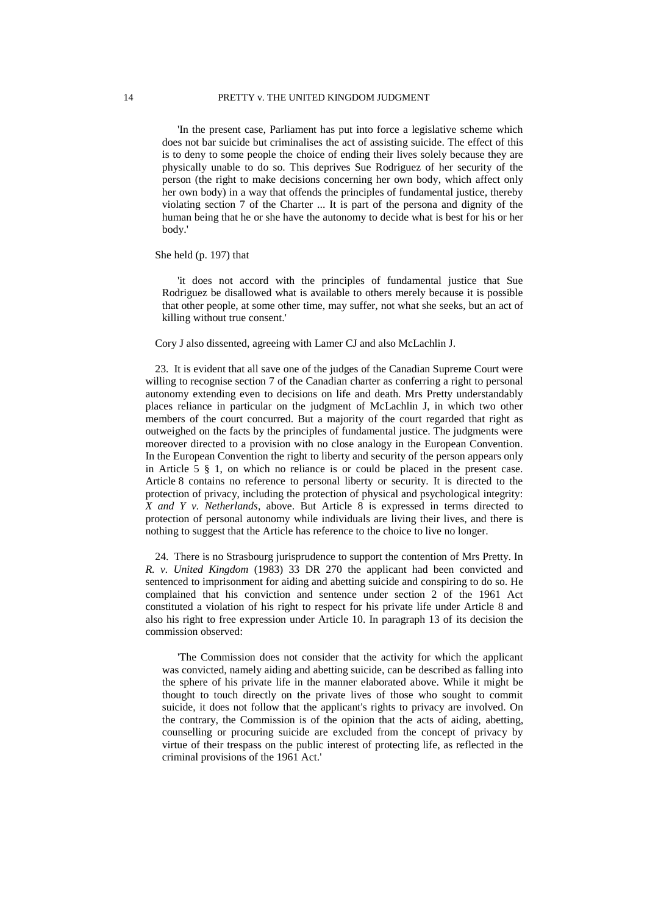> 'In the present case, Parliament has put into force a legislative scheme which does not bar suicide but criminalises the act of assisting suicide. The effect of this is to deny to some people the choice of ending their lives solely because they are physically unable to do so. This deprives Sue Rodriguez of her security of the person (the right to make decisions concerning her own body, which affect only her own body) in a way that offends the principles of fundamental justice, thereby violating section 7 of the Charter ... It is part of the persona and dignity of the human being that he or she have the autonomy to decide what is best for his or her body.'

She held (p. 197) that

> 'it does not accord with the principles of fundamental justice that Sue Rodriguez be disallowed what is available to others merely because it is possible that other people, at some other time, may suffer, not what she seeks, but an act of killing without true consent.'

Cory J also dissented, agreeing with Lamer CJ and also McLachlin J.

23. It is evident that all save one of the judges of the Canadian Supreme Court were willing to recognise section 7 of the Canadian charter as conferring a right to personal autonomy extending even to decisions on life and death. Mrs Pretty understandably places reliance in particular on the judgment of McLachlin J, in which two other members of the court concurred. But a majority of the court regarded that right as outweighed on the facts by the principles of fundamental justice. The judgments were moreover directed to a provision with no close analogy in the European Convention. In the European Convention the right to liberty and security of the person appears only in Article 5 § 1, on which no reliance is or could be placed in the present case. Article 8 contains no reference to personal liberty or security. It is directed to the protection of privacy, including the protection of physical and psychological integrity: *X and Y v. Netherlands*, above. But Article 8 is expressed in terms directed to protection of personal autonomy while individuals are living their lives, and there is nothing to suggest that the Article has reference to the choice to live no longer.

24. There is no Strasbourg jurisprudence to support the contention of Mrs Pretty. In *R. v. United Kingdom* (1983) 33 DR 270 the applicant had been convicted and sentenced to imprisonment for aiding and abetting suicide and conspiring to do so. He complained that his conviction and sentence under section 2 of the 1961 Act constituted a violation of his right to respect for his private life under Article 8 and also his right to free expression under Article 10. In paragraph 13 of its decision the commission observed:

> 'The Commission does not consider that the activity for which the applicant was convicted, namely aiding and abetting suicide, can be described as falling into the sphere of his private life in the manner elaborated above. While it might be thought to touch directly on the private lives of those who sought to commit suicide, it does not follow that the applicant's rights to privacy are involved. On the contrary, the Commission is of the opinion that the acts of aiding, abetting, counselling or procuring suicide are excluded from the concept of privacy by virtue of their trespass on the public interest of protecting life, as reflected in the criminal provisions of the 1961 Act.'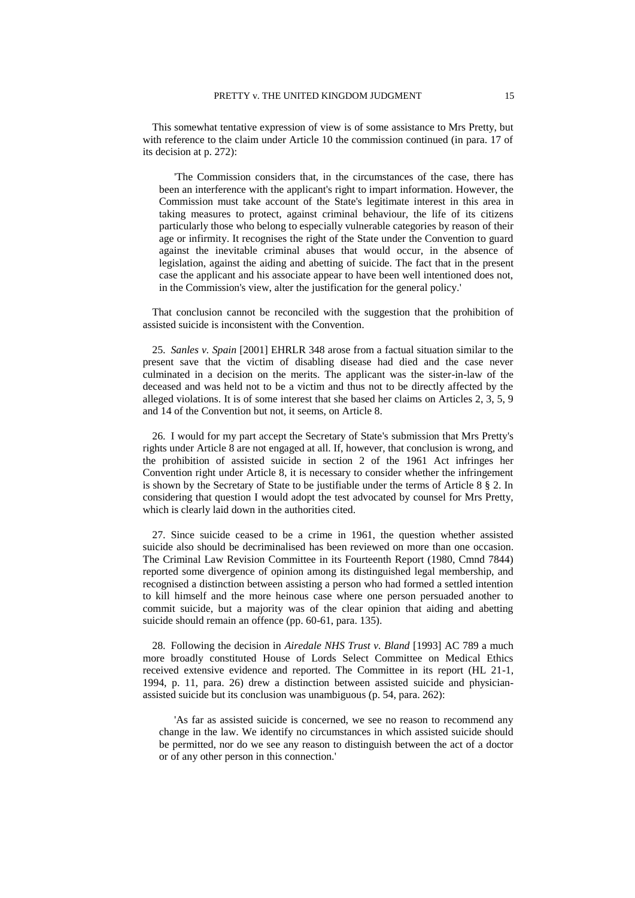This somewhat tentative expression of view is of some assistance to Mrs Pretty, but with reference to the claim under Article 10 the commission continued (in para. 17 of its decision at p. 272):

> 'The Commission considers that, in the circumstances of the case, there has been an interference with the applicant's right to impart information. However, the Commission must take account of the State's legitimate interest in this area in taking measures to protect, against criminal behaviour, the life of its citizens particularly those who belong to especially vulnerable categories by reason of their age or infirmity. It recognises the right of the State under the Convention to guard against the inevitable criminal abuses that would occur, in the absence of legislation, against the aiding and abetting of suicide. The fact that in the present case the applicant and his associate appear to have been well intentioned does not, in the Commission's view, alter the justification for the general policy.'

That conclusion cannot be reconciled with the suggestion that the prohibition of assisted suicide is inconsistent with the Convention.

25. *Sanles v. Spain* [2001] EHRLR 348 arose from a factual situation similar to the present save that the victim of disabling disease had died and the case never culminated in a decision on the merits. The applicant was the sister-in-law of the deceased and was held not to be a victim and thus not to be directly affected by the alleged violations. It is of some interest that she based her claims on Articles 2, 3, 5, 9 and 14 of the Convention but not, it seems, on Article 8.

26. I would for my part accept the Secretary of State's submission that Mrs Pretty's rights under Article 8 are not engaged at all. If, however, that conclusion is wrong, and the prohibition of assisted suicide in section 2 of the 1961 Act infringes her Convention right under Article 8, it is necessary to consider whether the infringement is shown by the Secretary of State to be justifiable under the terms of Article 8 § 2. In considering that question I would adopt the test advocated by counsel for Mrs Pretty, which is clearly laid down in the authorities cited.

27. Since suicide ceased to be a crime in 1961, the question whether assisted suicide also should be decriminalised has been reviewed on more than one occasion. The Criminal Law Revision Committee in its Fourteenth Report (1980, Cmnd 7844) reported some divergence of opinion among its distinguished legal membership, and recognised a distinction between assisting a person who had formed a settled intention to kill himself and the more heinous case where one person persuaded another to commit suicide, but a majority was of the clear opinion that aiding and abetting suicide should remain an offence (pp. 60-61, para. 135).

28. Following the decision in *Airedale NHS Trust v. Bland* [1993] AC 789 a much more broadly constituted House of Lords Select Committee on Medical Ethics received extensive evidence and reported. The Committee in its report (HL 21-1, 1994, p. 11, para. 26) drew a distinction between assisted suicide and physician-assisted suicide but its conclusion was unambiguous (p. 54, para. 262):

> 'As far as assisted suicide is concerned, we see no reason to recommend any change in the law. We identify no circumstances in which assisted suicide should be permitted, nor do we see any reason to distinguish between the act of a doctor or of any other person in this connection.'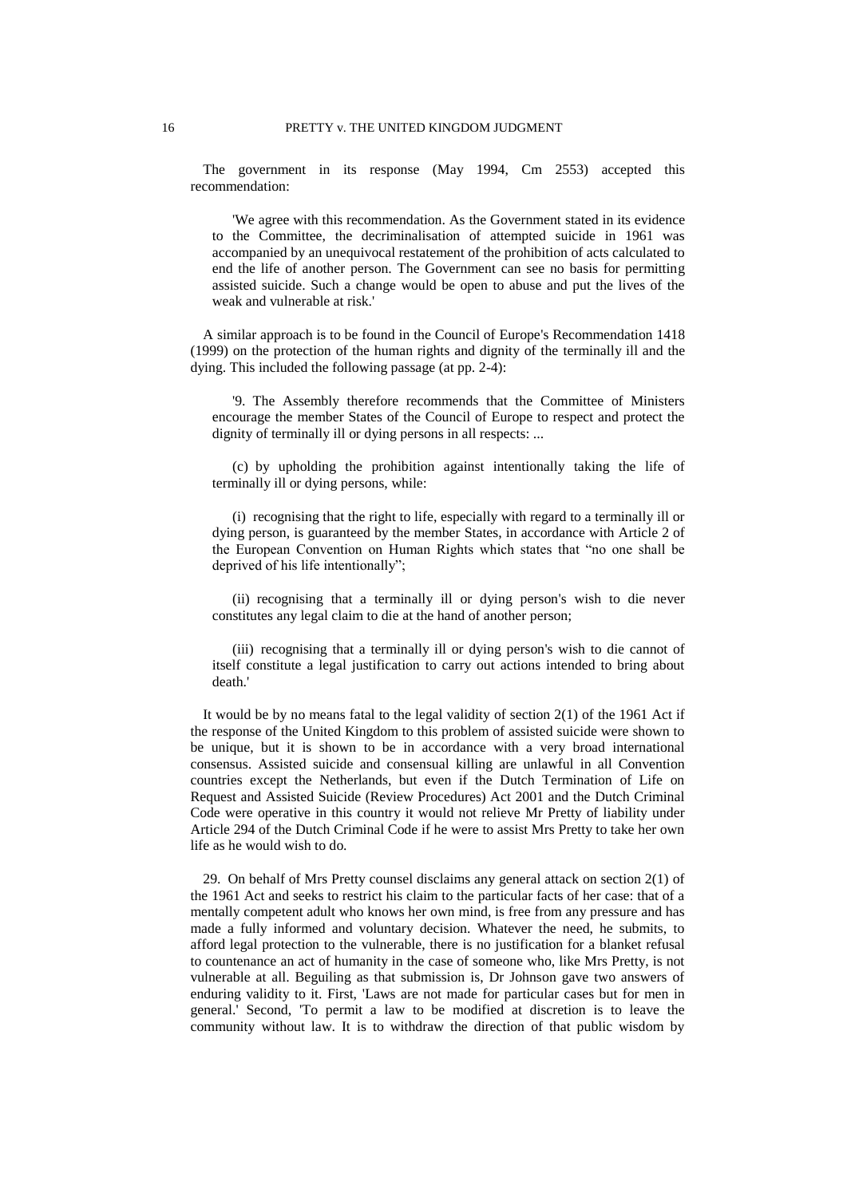The government in its response (May 1994, Cm 2553) accepted this recommendation:

> 'We agree with this recommendation. As the Government stated in its evidence to the Committee, the decriminalisation of attempted suicide in 1961 was accompanied by an unequivocal restatement of the prohibition of acts calculated to end the life of another person. The Government can see no basis for permitting assisted suicide. Such a change would be open to abuse and put the lives of the weak and vulnerable at risk.'

A similar approach is to be found in the Council of Europe's Recommendation 1418 (1999) on the protection of the human rights and dignity of the terminally ill and the dying. This included the following passage (at pp. 2-4):

> '9. The Assembly therefore recommends that the Committee of Ministers encourage the member States of the Council of Europe to respect and protect the dignity of terminally ill or dying persons in all respects: ...
>
> (c) by upholding the prohibition against intentionally taking the life of terminally ill or dying persons, while:
>
> (i) recognising that the right to life, especially with regard to a terminally ill or dying person, is guaranteed by the member States, in accordance with Article 2 of the European Convention on Human Rights which states that "no one shall be deprived of his life intentionally";
>
> (ii) recognising that a terminally ill or dying person's wish to die never constitutes any legal claim to die at the hand of another person;
>
> (iii) recognising that a terminally ill or dying person's wish to die cannot of itself constitute a legal justification to carry out actions intended to bring about death.'

It would be by no means fatal to the legal validity of section 2(1) of the 1961 Act if the response of the United Kingdom to this problem of assisted suicide were shown to be unique, but it is shown to be in accordance with a very broad international consensus. Assisted suicide and consensual killing are unlawful in all Convention countries except the Netherlands, but even if the Dutch Termination of Life on Request and Assisted Suicide (Review Procedures) Act 2001 and the Dutch Criminal Code were operative in this country it would not relieve Mr Pretty of liability under Article 294 of the Dutch Criminal Code if he were to assist Mrs Pretty to take her own life as he would wish to do.

29. On behalf of Mrs Pretty counsel disclaims any general attack on section 2(1) of the 1961 Act and seeks to restrict his claim to the particular facts of her case: that of a mentally competent adult who knows her own mind, is free from any pressure and has made a fully informed and voluntary decision. Whatever the need, he submits, to afford legal protection to the vulnerable, there is no justification for a blanket refusal to countenance an act of humanity in the case of someone who, like Mrs Pretty, is not vulnerable at all. Beguiling as that submission is, Dr Johnson gave two answers of enduring validity to it. First, 'Laws are not made for particular cases but for men in general.' Second, 'To permit a law to be modified at discretion is to leave the community without law. It is to withdraw the direction of that public wisdom by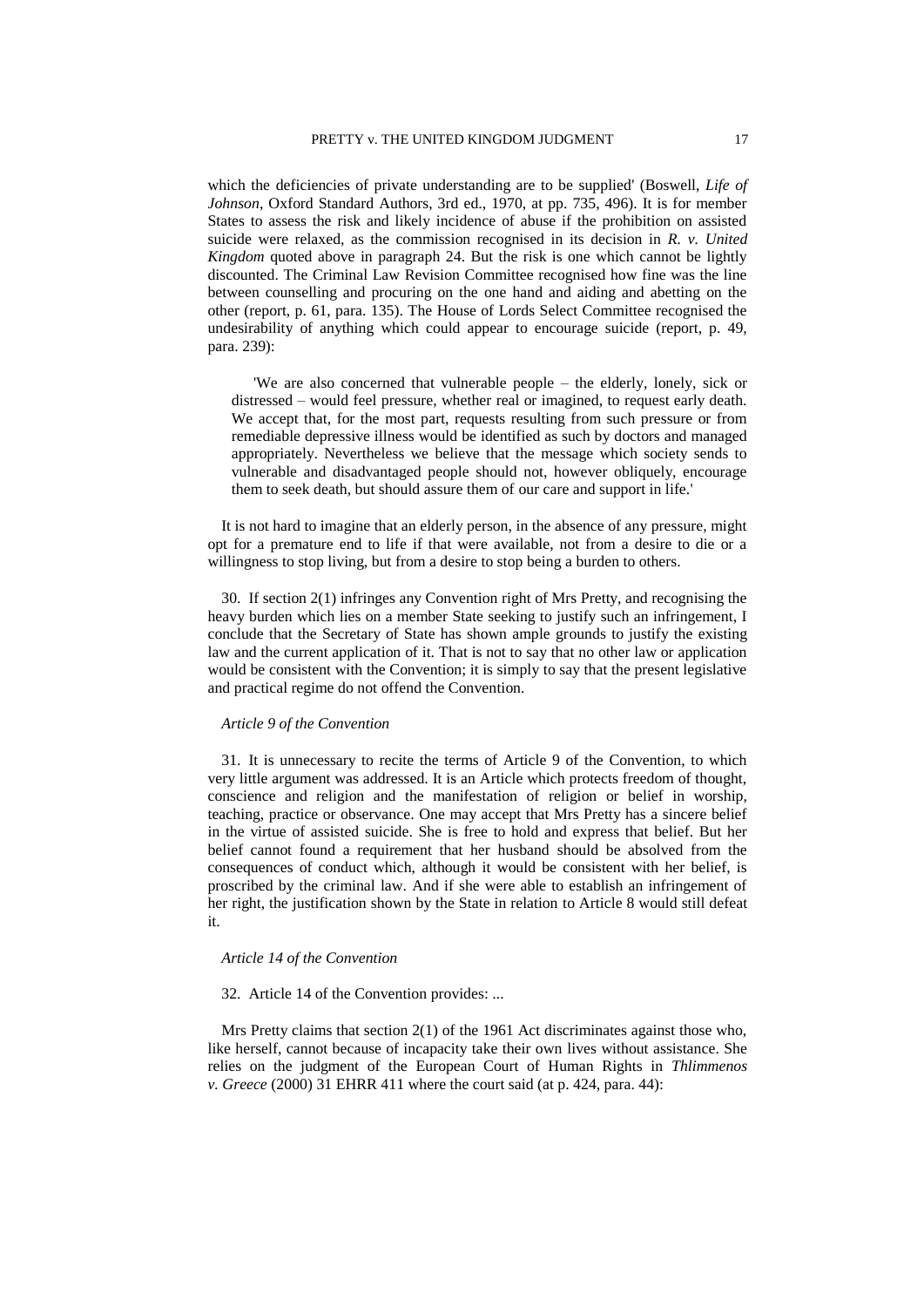which the deficiencies of private understanding are to be supplied' (Boswell, *Life of Johnson*, Oxford Standard Authors, 3rd ed., 1970, at pp. 735, 496). It is for member States to assess the risk and likely incidence of abuse if the prohibition on assisted suicide were relaxed, as the commission recognised in its decision in *R. v. United Kingdom* quoted above in paragraph 24. But the risk is one which cannot be lightly discounted. The Criminal Law Revision Committee recognised how fine was the line between counselling and procuring on the one hand and aiding and abetting on the other (report, p. 61, para. 135). The House of Lords Select Committee recognised the undesirability of anything which could appear to encourage suicide (report, p. 49, para. 239):

> 'We are also concerned that vulnerable people – the elderly, lonely, sick or distressed – would feel pressure, whether real or imagined, to request early death. We accept that, for the most part, requests resulting from such pressure or from remediable depressive illness would be identified as such by doctors and managed appropriately. Nevertheless we believe that the message which society sends to vulnerable and disadvantaged people should not, however obliquely, encourage them to seek death, but should assure them of our care and support in life.'

It is not hard to imagine that an elderly person, in the absence of any pressure, might opt for a premature end to life if that were available, not from a desire to die or a willingness to stop living, but from a desire to stop being a burden to others.

30. If section 2(1) infringes any Convention right of Mrs Pretty, and recognising the heavy burden which lies on a member State seeking to justify such an infringement, I conclude that the Secretary of State has shown ample grounds to justify the existing law and the current application of it. That is not to say that no other law or application would be consistent with the Convention; it is simply to say that the present legislative and practical regime do not offend the Convention.

*Article 9 of the Convention*

31. It is unnecessary to recite the terms of Article 9 of the Convention, to which very little argument was addressed. It is an Article which protects freedom of thought, conscience and religion and the manifestation of religion or belief in worship, teaching, practice or observance. One may accept that Mrs Pretty has a sincere belief in the virtue of assisted suicide. She is free to hold and express that belief. But her belief cannot found a requirement that her husband should be absolved from the consequences of conduct which, although it would be consistent with her belief, is proscribed by the criminal law. And if she were able to establish an infringement of her right, the justification shown by the State in relation to Article 8 would still defeat it.

*Article 14 of the Convention*

32. Article 14 of the Convention provides: ...

Mrs Pretty claims that section 2(1) of the 1961 Act discriminates against those who, like herself, cannot because of incapacity take their own lives without assistance. She relies on the judgment of the European Court of Human Rights in *Thlimmenos v. Greece* (2000) 31 EHRR 411 where the court said (at p. 424, para. 44):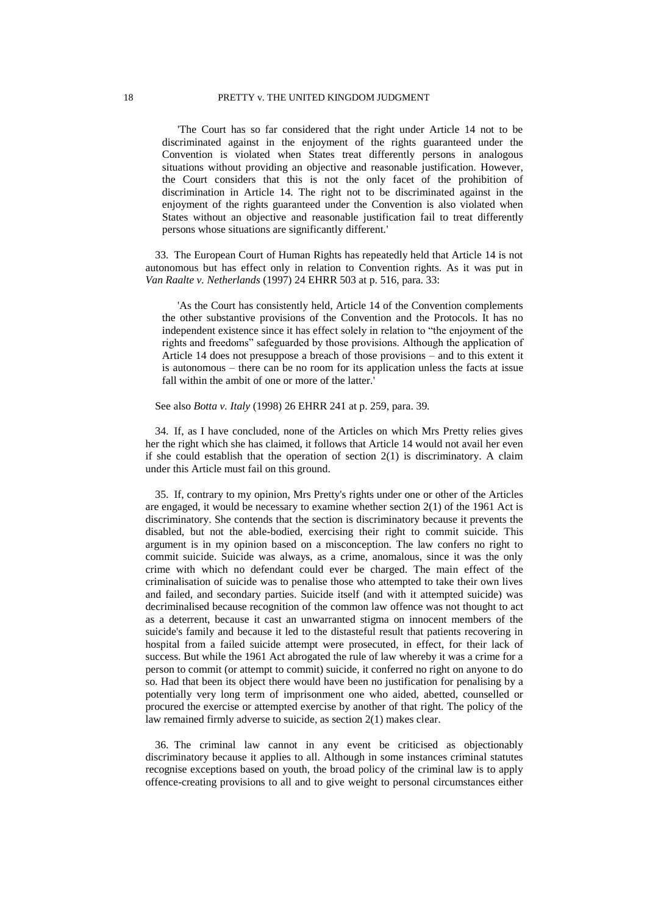'The Court has so far considered that the right under Article 14 not to be discriminated against in the enjoyment of the rights guaranteed under the Convention is violated when States treat differently persons in analogous situations without providing an objective and reasonable justification. However, the Court considers that this is not the only facet of the prohibition of discrimination in Article 14. The right not to be discriminated against in the enjoyment of the rights guaranteed under the Convention is also violated when States without an objective and reasonable justification fail to treat differently persons whose situations are significantly different.'

33. The European Court of Human Rights has repeatedly held that Article 14 is not autonomous but has effect only in relation to Convention rights. As it was put in *Van Raalte v. Netherlands* (1997) 24 EHRR 503 at p. 516, para. 33:

'As the Court has consistently held, Article 14 of the Convention complements the other substantive provisions of the Convention and the Protocols. It has no independent existence since it has effect solely in relation to "the enjoyment of the rights and freedoms" safeguarded by those provisions. Although the application of Article 14 does not presuppose a breach of those provisions – and to this extent it is autonomous – there can be no room for its application unless the facts at issue fall within the ambit of one or more of the latter.'

See also *Botta v. Italy* (1998) 26 EHRR 241 at p. 259, para. 39.

34. If, as I have concluded, none of the Articles on which Mrs Pretty relies gives her the right which she has claimed, it follows that Article 14 would not avail her even if she could establish that the operation of section 2(1) is discriminatory. A claim under this Article must fail on this ground.

35. If, contrary to my opinion, Mrs Pretty's rights under one or other of the Articles are engaged, it would be necessary to examine whether section 2(1) of the 1961 Act is discriminatory. She contends that the section is discriminatory because it prevents the disabled, but not the able-bodied, exercising their right to commit suicide. This argument is in my opinion based on a misconception. The law confers no right to commit suicide. Suicide was always, as a crime, anomalous, since it was the only crime with which no defendant could ever be charged. The main effect of the criminalisation of suicide was to penalise those who attempted to take their own lives and failed, and secondary parties. Suicide itself (and with it attempted suicide) was decriminalised because recognition of the common law offence was not thought to act as a deterrent, because it cast an unwarranted stigma on innocent members of the suicide's family and because it led to the distasteful result that patients recovering in hospital from a failed suicide attempt were prosecuted, in effect, for their lack of success. But while the 1961 Act abrogated the rule of law whereby it was a crime for a person to commit (or attempt to commit) suicide, it conferred no right on anyone to do so. Had that been its object there would have been no justification for penalising by a potentially very long term of imprisonment one who aided, abetted, counselled or procured the exercise or attempted exercise by another of that right. The policy of the law remained firmly adverse to suicide, as section 2(1) makes clear.

36. The criminal law cannot in any event be criticised as objectionably discriminatory because it applies to all. Although in some instances criminal statutes recognise exceptions based on youth, the broad policy of the criminal law is to apply offence-creating provisions to all and to give weight to personal circumstances either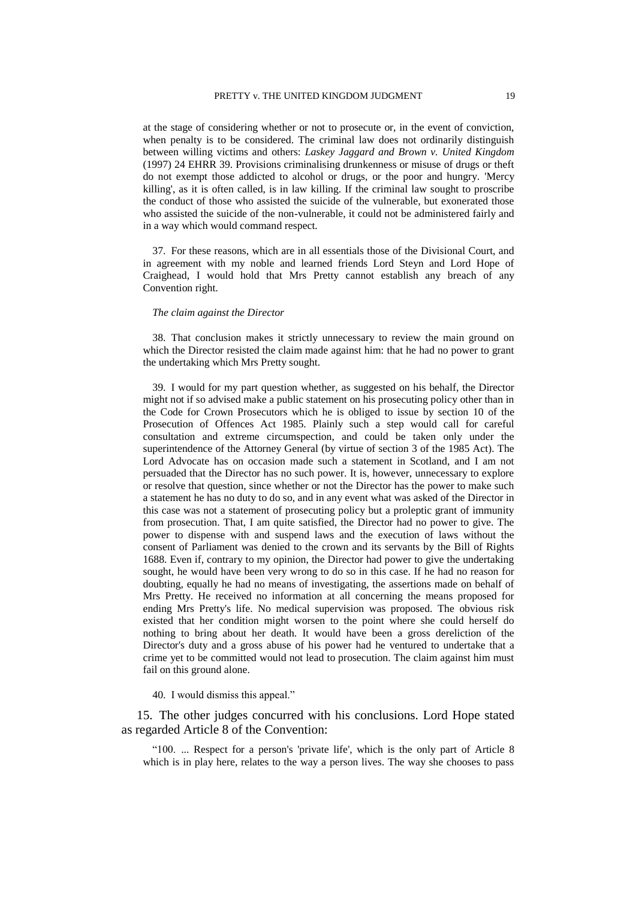at the stage of considering whether or not to prosecute or, in the event of conviction, when penalty is to be considered. The criminal law does not ordinarily distinguish between willing victims and others: *Laskey Jaggard and Brown v. United Kingdom* (1997) 24 EHRR 39. Provisions criminalising drunkenness or misuse of drugs or theft do not exempt those addicted to alcohol or drugs, or the poor and hungry. 'Mercy killing', as it is often called, is in law killing. If the criminal law sought to proscribe the conduct of those who assisted the suicide of the vulnerable, but exonerated those who assisted the suicide of the non-vulnerable, it could not be administered fairly and in a way which would command respect.

37. For these reasons, which are in all essentials those of the Divisional Court, and in agreement with my noble and learned friends Lord Steyn and Lord Hope of Craighead, I would hold that Mrs Pretty cannot establish any breach of any Convention right.

*The claim against the Director*

38. That conclusion makes it strictly unnecessary to review the main ground on which the Director resisted the claim made against him: that he had no power to grant the undertaking which Mrs Pretty sought.

39. I would for my part question whether, as suggested on his behalf, the Director might not if so advised make a public statement on his prosecuting policy other than in the Code for Crown Prosecutors which he is obliged to issue by section 10 of the Prosecution of Offences Act 1985. Plainly such a step would call for careful consultation and extreme circumspection, and could be taken only under the superintendence of the Attorney General (by virtue of section 3 of the 1985 Act). The Lord Advocate has on occasion made such a statement in Scotland, and I am not persuaded that the Director has no such power. It is, however, unnecessary to explore or resolve that question, since whether or not the Director has the power to make such a statement he has no duty to do so, and in any event what was asked of the Director in this case was not a statement of prosecuting policy but a proleptic grant of immunity from prosecution. That, I am quite satisfied, the Director had no power to give. The power to dispense with and suspend laws and the execution of laws without the consent of Parliament was denied to the crown and its servants by the Bill of Rights 1688. Even if, contrary to my opinion, the Director had power to give the undertaking sought, he would have been very wrong to do so in this case. If he had no reason for doubting, equally he had no means of investigating, the assertions made on behalf of Mrs Pretty. He received no information at all concerning the means proposed for ending Mrs Pretty's life. No medical supervision was proposed. The obvious risk existed that her condition might worsen to the point where she could herself do nothing to bring about her death. It would have been a gross dereliction of the Director's duty and a gross abuse of his power had he ventured to undertake that a crime yet to be committed would not lead to prosecution. The claim against him must fail on this ground alone.

40. I would dismiss this appeal."

15. The other judges concurred with his conclusions. Lord Hope stated as regarded Article 8 of the Convention:

"100. ... Respect for a person's 'private life', which is the only part of Article 8 which is in play here, relates to the way a person lives. The way she chooses to pass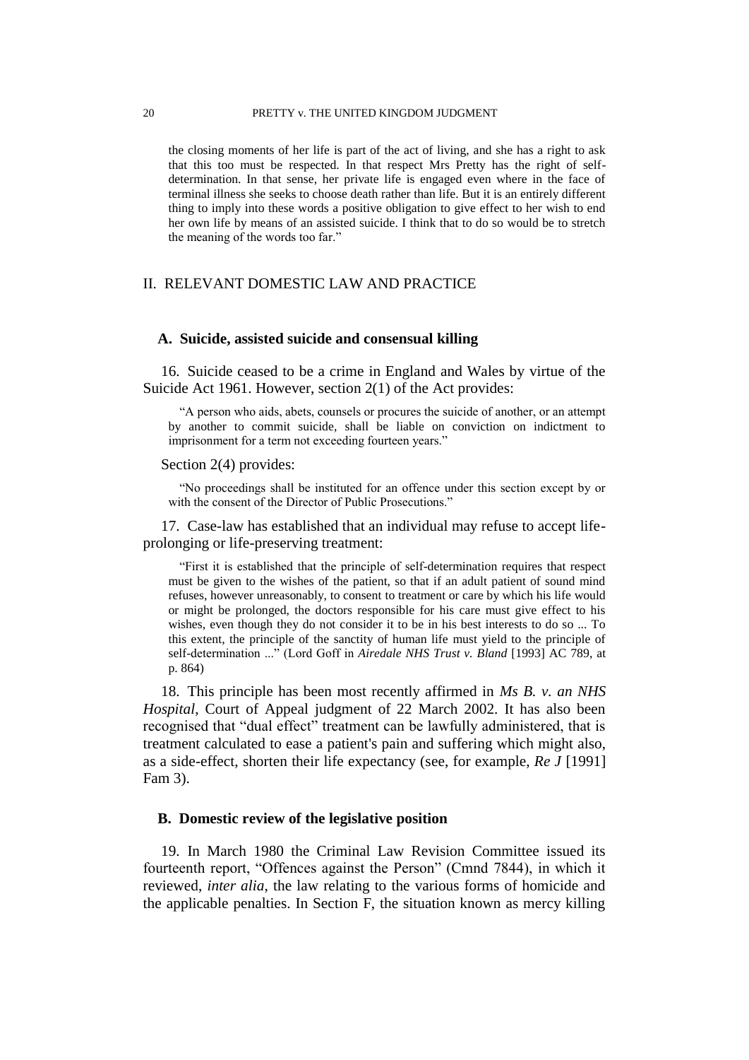the closing moments of her life is part of the act of living, and she has a right to ask that this too must be respected. In that respect Mrs Pretty has the right of self-determination. In that sense, her private life is engaged even where in the face of terminal illness she seeks to choose death rather than life. But it is an entirely different thing to imply into these words a positive obligation to give effect to her wish to end her own life by means of an assisted suicide. I think that to do so would be to stretch the meaning of the words too far."

## II. RELEVANT DOMESTIC LAW AND PRACTICE

### A. Suicide, assisted suicide and consensual killing

16. Suicide ceased to be a crime in England and Wales by virtue of the Suicide Act 1961. However, section 2(1) of the Act provides:

> "A person who aids, abets, counsels or procures the suicide of another, or an attempt by another to commit suicide, shall be liable on conviction on indictment to imprisonment for a term not exceeding fourteen years."

Section 2(4) provides:

> "No proceedings shall be instituted for an offence under this section except by or with the consent of the Director of Public Prosecutions."

17. Case-law has established that an individual may refuse to accept life-prolonging or life-preserving treatment:

> "First it is established that the principle of self-determination requires that respect must be given to the wishes of the patient, so that if an adult patient of sound mind refuses, however unreasonably, to consent to treatment or care by which his life would or might be prolonged, the doctors responsible for his care must give effect to his wishes, even though they do not consider it to be in his best interests to do so ... To this extent, the principle of the sanctity of human life must yield to the principle of self-determination ..." (Lord Goff in *Airedale NHS Trust v. Bland* [1993] AC 789, at p. 864)

18. This principle has been most recently affirmed in *Ms B. v. an NHS Hospital*, Court of Appeal judgment of 22 March 2002. It has also been recognised that "dual effect" treatment can be lawfully administered, that is treatment calculated to ease a patient's pain and suffering which might also, as a side-effect, shorten their life expectancy (see, for example, *Re J* [1991] Fam 3).

### B. Domestic review of the legislative position

19. In March 1980 the Criminal Law Revision Committee issued its fourteenth report, "Offences against the Person" (Cmnd 7844), in which it reviewed, *inter alia*, the law relating to the various forms of homicide and the applicable penalties. In Section F, the situation known as mercy killing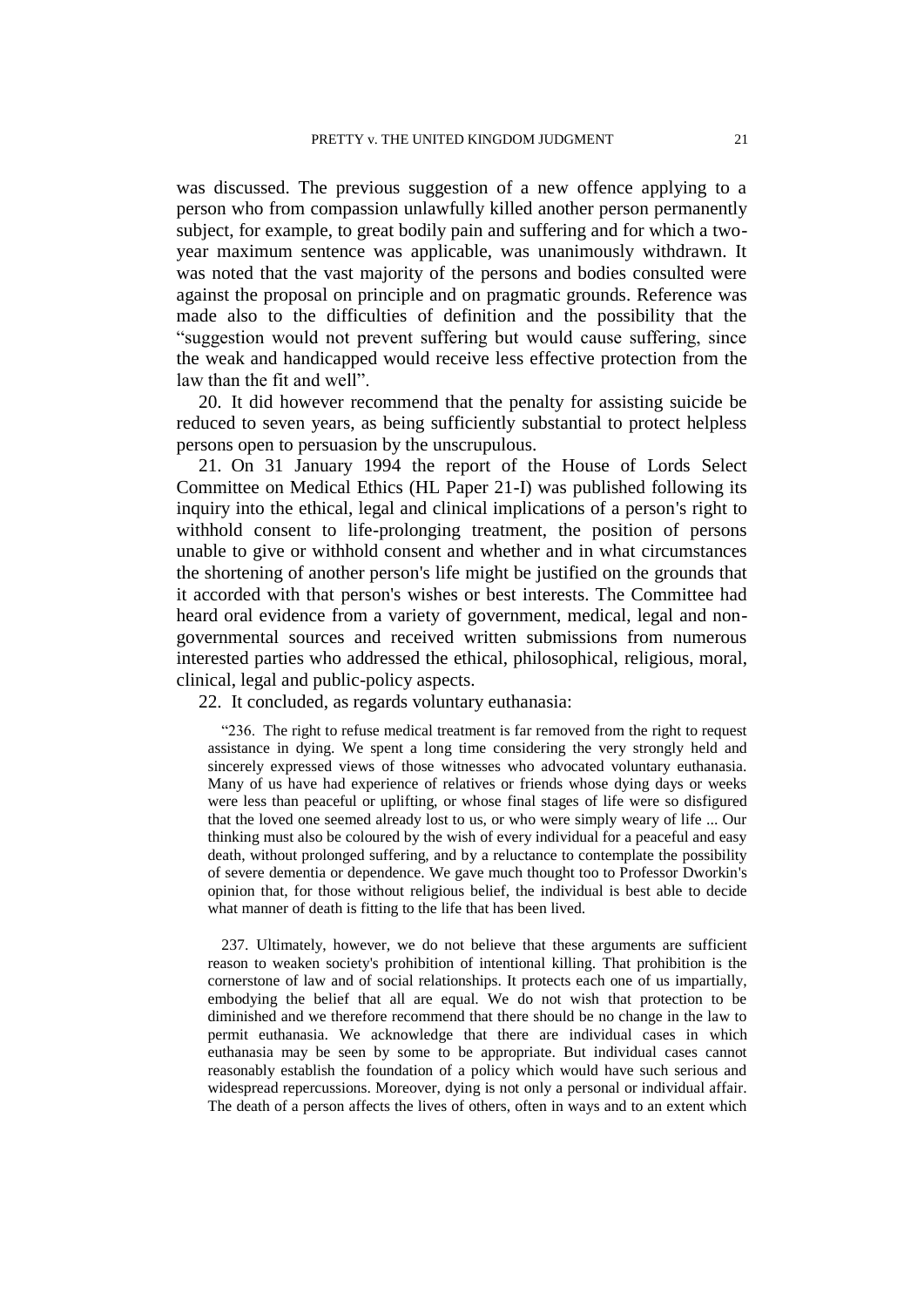was discussed. The previous suggestion of a new offence applying to a person who from compassion unlawfully killed another person permanently subject, for example, to great bodily pain and suffering and for which a two-year maximum sentence was applicable, was unanimously withdrawn. It was noted that the vast majority of the persons and bodies consulted were against the proposal on principle and on pragmatic grounds. Reference was made also to the difficulties of definition and the possibility that the "suggestion would not prevent suffering but would cause suffering, since the weak and handicapped would receive less effective protection from the law than the fit and well".

20. It did however recommend that the penalty for assisting suicide be reduced to seven years, as being sufficiently substantial to protect helpless persons open to persuasion by the unscrupulous.

21. On 31 January 1994 the report of the House of Lords Select Committee on Medical Ethics (HL Paper 21-I) was published following its inquiry into the ethical, legal and clinical implications of a person's right to withhold consent to life-prolonging treatment, the position of persons unable to give or withhold consent and whether and in what circumstances the shortening of another person's life might be justified on the grounds that it accorded with that person's wishes or best interests. The Committee had heard oral evidence from a variety of government, medical, legal and non-governmental sources and received written submissions from numerous interested parties who addressed the ethical, philosophical, religious, moral, clinical, legal and public-policy aspects.

22. It concluded, as regards voluntary euthanasia:

> "236. The right to refuse medical treatment is far removed from the right to request assistance in dying. We spent a long time considering the very strongly held and sincerely expressed views of those witnesses who advocated voluntary euthanasia. Many of us have had experience of relatives or friends whose dying days or weeks were less than peaceful or uplifting, or whose final stages of life were so disfigured that the loved one seemed already lost to us, or who were simply weary of life ... Our thinking must also be coloured by the wish of every individual for a peaceful and easy death, without prolonged suffering, and by a reluctance to contemplate the possibility of severe dementia or dependence. We gave much thought too to Professor Dworkin's opinion that, for those without religious belief, the individual is best able to decide what manner of death is fitting to the life that has been lived.
>
> 237. Ultimately, however, we do not believe that these arguments are sufficient reason to weaken society's prohibition of intentional killing. That prohibition is the cornerstone of law and of social relationships. It protects each one of us impartially, embodying the belief that all are equal. We do not wish that protection to be diminished and we therefore recommend that there should be no change in the law to permit euthanasia. We acknowledge that there are individual cases in which euthanasia may be seen by some to be appropriate. But individual cases cannot reasonably establish the foundation of a policy which would have such serious and widespread repercussions. Moreover, dying is not only a personal or individual affair. The death of a person affects the lives of others, often in ways and to an extent which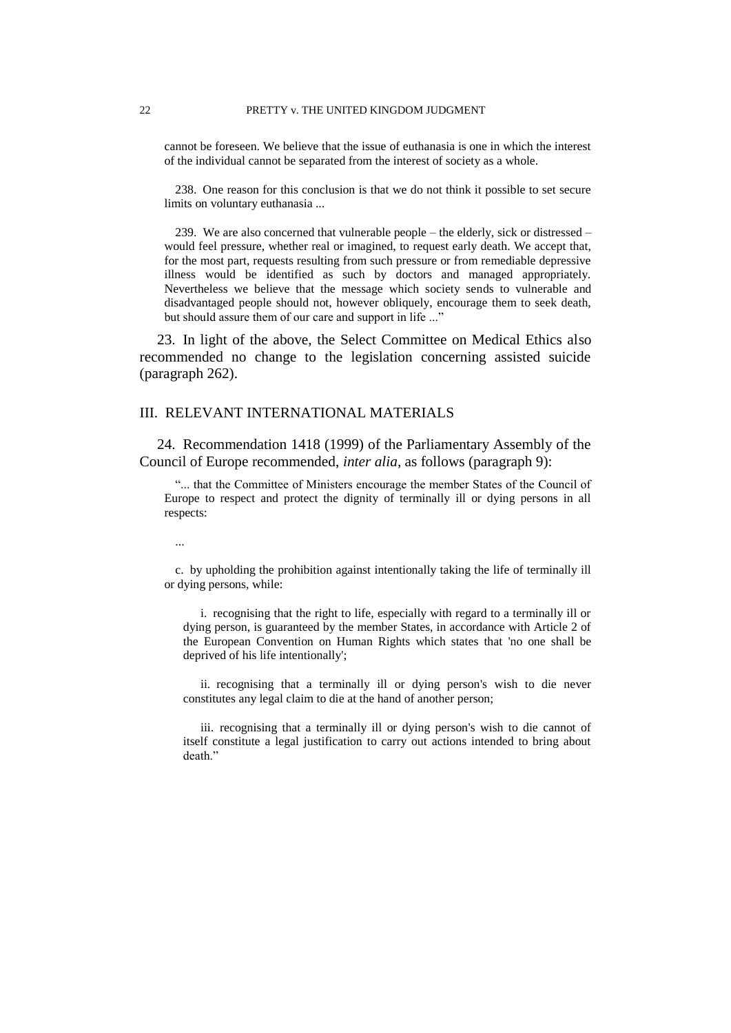> cannot be foreseen. We believe that the issue of euthanasia is one in which the interest of the individual cannot be separated from the interest of society as a whole.
>
> 238. One reason for this conclusion is that we do not think it possible to set secure limits on voluntary euthanasia ...
>
> 239. We are also concerned that vulnerable people – the elderly, sick or distressed – would feel pressure, whether real or imagined, to request early death. We accept that, for the most part, requests resulting from such pressure or from remediable depressive illness would be identified as such by doctors and managed appropriately. Nevertheless we believe that the message which society sends to vulnerable and disadvantaged people should not, however obliquely, encourage them to seek death, but should assure them of our care and support in life ..."

23. In light of the above, the Select Committee on Medical Ethics also recommended no change to the legislation concerning assisted suicide (paragraph 262).

## III. RELEVANT INTERNATIONAL MATERIALS

24. Recommendation 1418 (1999) of the Parliamentary Assembly of the Council of Europe recommended, *inter alia*, as follows (paragraph 9):

> "... that the Committee of Ministers encourage the member States of the Council of Europe to respect and protect the dignity of terminally ill or dying persons in all respects:
>
> ...
>
> c. by upholding the prohibition against intentionally taking the life of terminally ill or dying persons, while:
>
> i. recognising that the right to life, especially with regard to a terminally ill or dying person, is guaranteed by the member States, in accordance with Article 2 of the European Convention on Human Rights which states that 'no one shall be deprived of his life intentionally';
>
> ii. recognising that a terminally ill or dying person's wish to die never constitutes any legal claim to die at the hand of another person;
>
> iii. recognising that a terminally ill or dying person's wish to die cannot of itself constitute a legal justification to carry out actions intended to bring about death."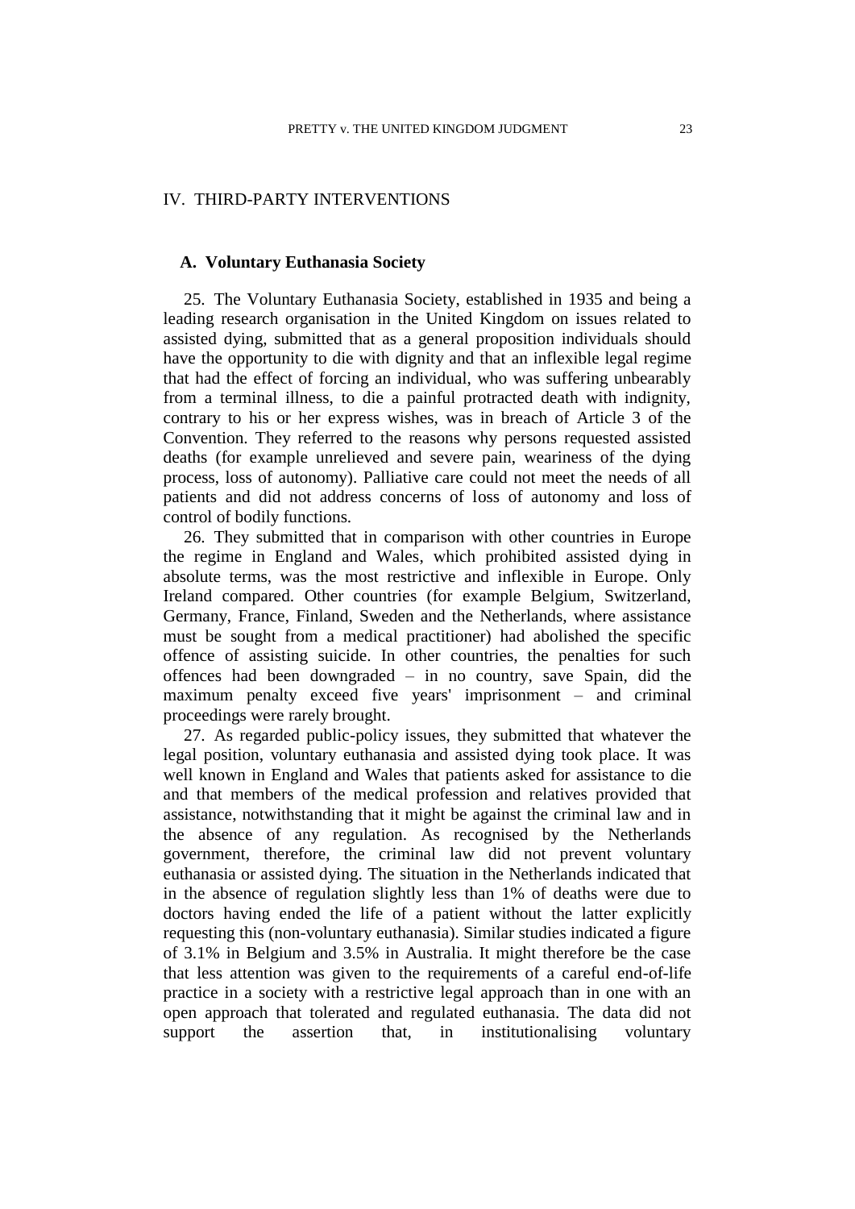## IV. THIRD-PARTY INTERVENTIONS

### A. Voluntary Euthanasia Society

25. The Voluntary Euthanasia Society, established in 1935 and being a leading research organisation in the United Kingdom on issues related to assisted dying, submitted that as a general proposition individuals should have the opportunity to die with dignity and that an inflexible legal regime that had the effect of forcing an individual, who was suffering unbearably from a terminal illness, to die a painful protracted death with indignity, contrary to his or her express wishes, was in breach of Article 3 of the Convention. They referred to the reasons why persons requested assisted deaths (for example unrelieved and severe pain, weariness of the dying process, loss of autonomy). Palliative care could not meet the needs of all patients and did not address concerns of loss of autonomy and loss of control of bodily functions.

26. They submitted that in comparison with other countries in Europe the regime in England and Wales, which prohibited assisted dying in absolute terms, was the most restrictive and inflexible in Europe. Only Ireland compared. Other countries (for example Belgium, Switzerland, Germany, France, Finland, Sweden and the Netherlands, where assistance must be sought from a medical practitioner) had abolished the specific offence of assisting suicide. In other countries, the penalties for such offences had been downgraded – in no country, save Spain, did the maximum penalty exceed five years' imprisonment – and criminal proceedings were rarely brought.

27. As regarded public-policy issues, they submitted that whatever the legal position, voluntary euthanasia and assisted dying took place. It was well known in England and Wales that patients asked for assistance to die and that members of the medical profession and relatives provided that assistance, notwithstanding that it might be against the criminal law and in the absence of any regulation. As recognised by the Netherlands government, therefore, the criminal law did not prevent voluntary euthanasia or assisted dying. The situation in the Netherlands indicated that in the absence of regulation slightly less than 1% of deaths were due to doctors having ended the life of a patient without the latter explicitly requesting this (non-voluntary euthanasia). Similar studies indicated a figure of 3.1% in Belgium and 3.5% in Australia. It might therefore be the case that less attention was given to the requirements of a careful end-of-life practice in a society with a restrictive legal approach than in one with an open approach that tolerated and regulated euthanasia. The data did not support the assertion that, in institutionalising voluntary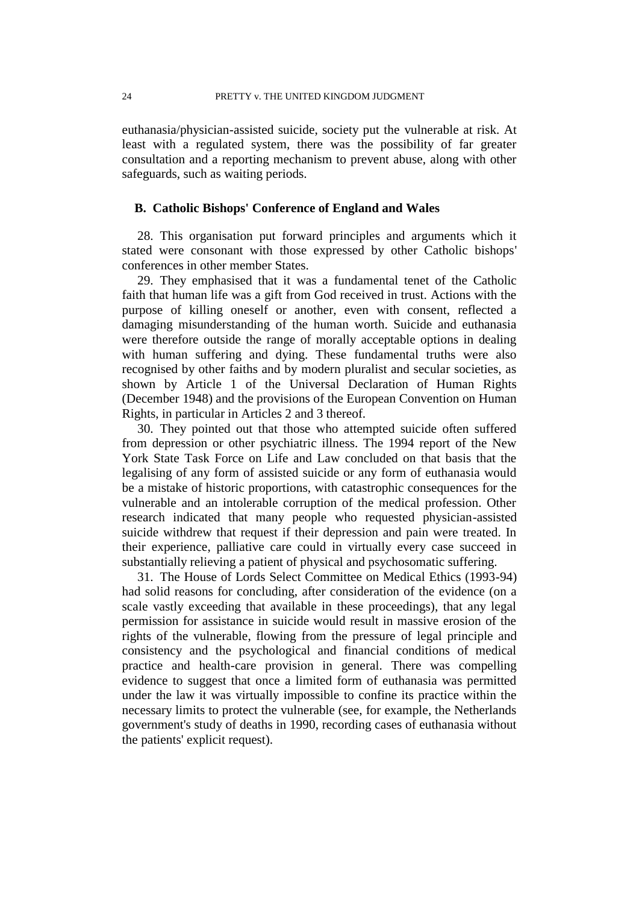euthanasia/physician-assisted suicide, society put the vulnerable at risk. At least with a regulated system, there was the possibility of far greater consultation and a reporting mechanism to prevent abuse, along with other safeguards, such as waiting periods.

### B. Catholic Bishops' Conference of England and Wales

28. This organisation put forward principles and arguments which it stated were consonant with those expressed by other Catholic bishops' conferences in other member States.

29. They emphasised that it was a fundamental tenet of the Catholic faith that human life was a gift from God received in trust. Actions with the purpose of killing oneself or another, even with consent, reflected a damaging misunderstanding of the human worth. Suicide and euthanasia were therefore outside the range of morally acceptable options in dealing with human suffering and dying. These fundamental truths were also recognised by other faiths and by modern pluralist and secular societies, as shown by Article 1 of the Universal Declaration of Human Rights (December 1948) and the provisions of the European Convention on Human Rights, in particular in Articles 2 and 3 thereof.

30. They pointed out that those who attempted suicide often suffered from depression or other psychiatric illness. The 1994 report of the New York State Task Force on Life and Law concluded on that basis that the legalising of any form of assisted suicide or any form of euthanasia would be a mistake of historic proportions, with catastrophic consequences for the vulnerable and an intolerable corruption of the medical profession. Other research indicated that many people who requested physician-assisted suicide withdrew that request if their depression and pain were treated. In their experience, palliative care could in virtually every case succeed in substantially relieving a patient of physical and psychosomatic suffering.

31. The House of Lords Select Committee on Medical Ethics (1993-94) had solid reasons for concluding, after consideration of the evidence (on a scale vastly exceeding that available in these proceedings), that any legal permission for assistance in suicide would result in massive erosion of the rights of the vulnerable, flowing from the pressure of legal principle and consistency and the psychological and financial conditions of medical practice and health-care provision in general. There was compelling evidence to suggest that once a limited form of euthanasia was permitted under the law it was virtually impossible to confine its practice within the necessary limits to protect the vulnerable (see, for example, the Netherlands government's study of deaths in 1990, recording cases of euthanasia without the patients' explicit request).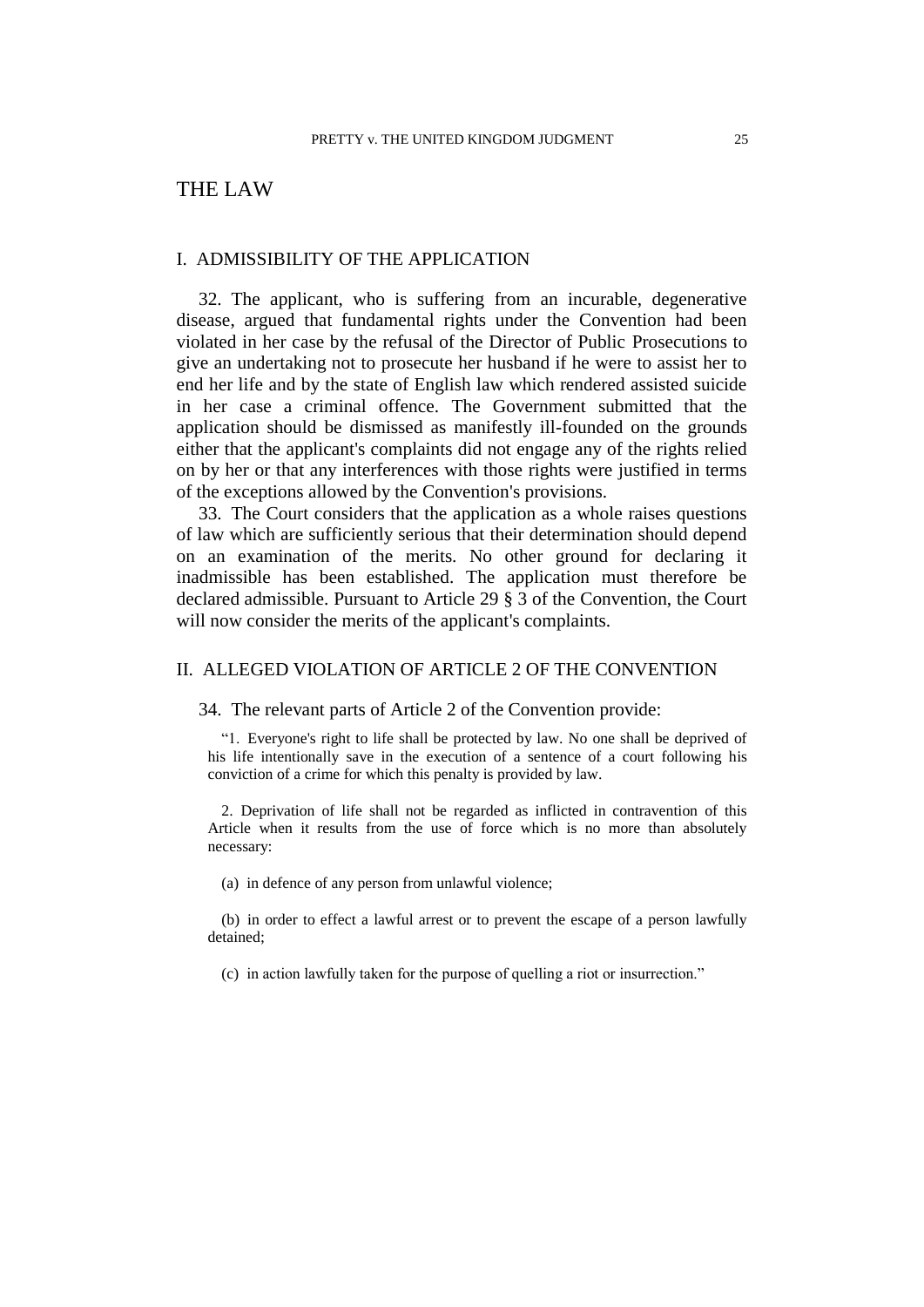# THE LAW

## I. ADMISSIBILITY OF THE APPLICATION

32. The applicant, who is suffering from an incurable, degenerative disease, argued that fundamental rights under the Convention had been violated in her case by the refusal of the Director of Public Prosecutions to give an undertaking not to prosecute her husband if he were to assist her to end her life and by the state of English law which rendered assisted suicide in her case a criminal offence. The Government submitted that the application should be dismissed as manifestly ill-founded on the grounds either that the applicant's complaints did not engage any of the rights relied on by her or that any interferences with those rights were justified in terms of the exceptions allowed by the Convention's provisions.

33. The Court considers that the application as a whole raises questions of law which are sufficiently serious that their determination should depend on an examination of the merits. No other ground for declaring it inadmissible has been established. The application must therefore be declared admissible. Pursuant to Article 29 § 3 of the Convention, the Court will now consider the merits of the applicant's complaints.

## II. ALLEGED VIOLATION OF ARTICLE 2 OF THE CONVENTION

34. The relevant parts of Article 2 of the Convention provide:

> "1. Everyone's right to life shall be protected by law. No one shall be deprived of his life intentionally save in the execution of a sentence of a court following his conviction of a crime for which this penalty is provided by law.
>
> 2. Deprivation of life shall not be regarded as inflicted in contravention of this Article when it results from the use of force which is no more than absolutely necessary:
>
> (a) in defence of any person from unlawful violence;
>
> (b) in order to effect a lawful arrest or to prevent the escape of a person lawfully detained;
>
> (c) in action lawfully taken for the purpose of quelling a riot or insurrection."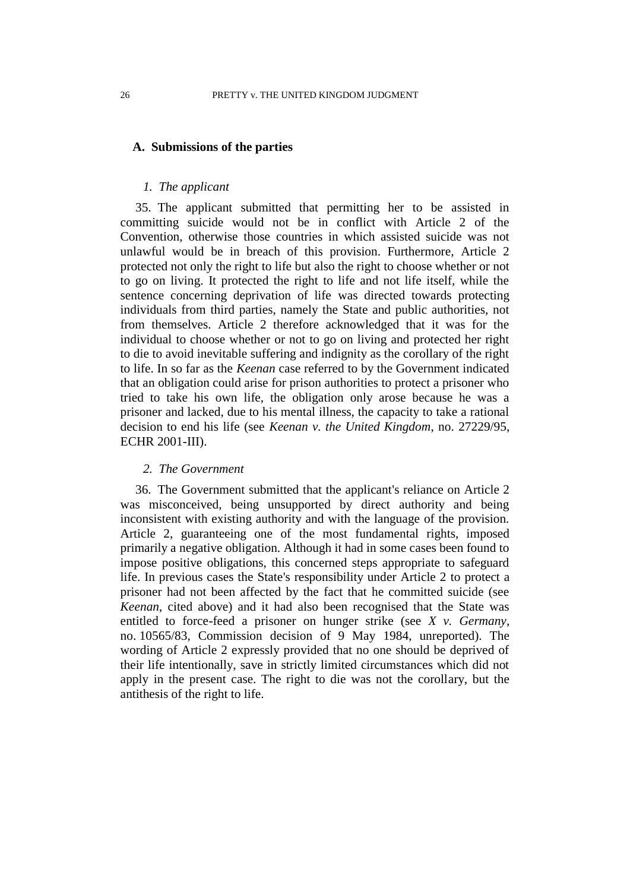## A. Submissions of the parties

### *1. The applicant*

35. The applicant submitted that permitting her to be assisted in committing suicide would not be in conflict with Article 2 of the Convention, otherwise those countries in which assisted suicide was not unlawful would be in breach of this provision. Furthermore, Article 2 protected not only the right to life but also the right to choose whether or not to go on living. It protected the right to life and not life itself, while the sentence concerning deprivation of life was directed towards protecting individuals from third parties, namely the State and public authorities, not from themselves. Article 2 therefore acknowledged that it was for the individual to choose whether or not to go on living and protected her right to die to avoid inevitable suffering and indignity as the corollary of the right to life. In so far as the *Keenan* case referred to by the Government indicated that an obligation could arise for prison authorities to protect a prisoner who tried to take his own life, the obligation only arose because he was a prisoner and lacked, due to his mental illness, the capacity to take a rational decision to end his life (see *Keenan v. the United Kingdom*, no. 27229/95, ECHR 2001-III).

### *2. The Government*

36. The Government submitted that the applicant's reliance on Article 2 was misconceived, being unsupported by direct authority and being inconsistent with existing authority and with the language of the provision. Article 2, guaranteeing one of the most fundamental rights, imposed primarily a negative obligation. Although it had in some cases been found to impose positive obligations, this concerned steps appropriate to safeguard life. In previous cases the State's responsibility under Article 2 to protect a prisoner had not been affected by the fact that he committed suicide (see *Keenan*, cited above) and it had also been recognised that the State was entitled to force-feed a prisoner on hunger strike (see *X v. Germany*, no. 10565/83, Commission decision of 9 May 1984, unreported). The wording of Article 2 expressly provided that no one should be deprived of their life intentionally, save in strictly limited circumstances which did not apply in the present case. The right to die was not the corollary, but the antithesis of the right to life.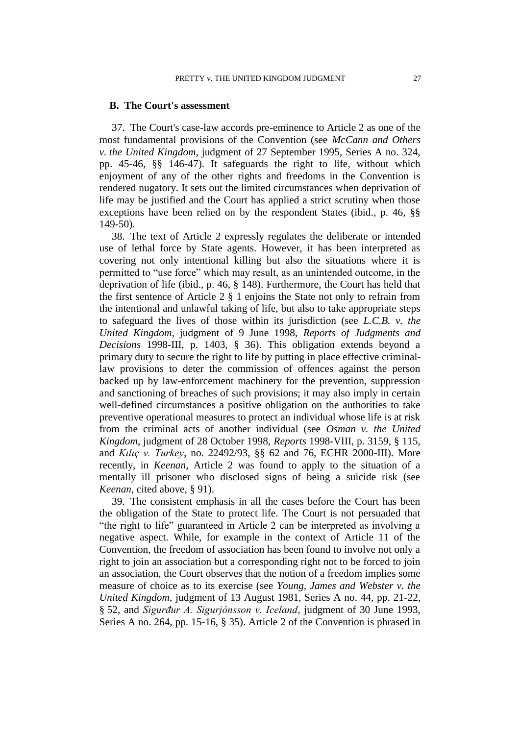### B. The Court's assessment

37. The Court's case-law accords pre-eminence to Article 2 as one of the most fundamental provisions of the Convention (see *McCann and Others v. the United Kingdom*, judgment of 27 September 1995, Series A no. 324, pp. 45-46, §§ 146-47). It safeguards the right to life, without which enjoyment of any of the other rights and freedoms in the Convention is rendered nugatory. It sets out the limited circumstances when deprivation of life may be justified and the Court has applied a strict scrutiny when those exceptions have been relied on by the respondent States (ibid., p. 46, §§ 149-50).

38. The text of Article 2 expressly regulates the deliberate or intended use of lethal force by State agents. However, it has been interpreted as covering not only intentional killing but also the situations where it is permitted to "use force" which may result, as an unintended outcome, in the deprivation of life (ibid., p. 46, § 148). Furthermore, the Court has held that the first sentence of Article 2 § 1 enjoins the State not only to refrain from the intentional and unlawful taking of life, but also to take appropriate steps to safeguard the lives of those within its jurisdiction (see *L.C.B. v. the United Kingdom*, judgment of 9 June 1998, *Reports of Judgments and Decisions* 1998-III, p. 1403, § 36). This obligation extends beyond a primary duty to secure the right to life by putting in place effective criminal-law provisions to deter the commission of offences against the person backed up by law-enforcement machinery for the prevention, suppression and sanctioning of breaches of such provisions; it may also imply in certain well-defined circumstances a positive obligation on the authorities to take preventive operational measures to protect an individual whose life is at risk from the criminal acts of another individual (see *Osman v. the United Kingdom*, judgment of 28 October 1998, *Reports* 1998-VIII, p. 3159, § 115, and *Kılıç v. Turkey*, no. 22492/93, §§ 62 and 76, ECHR 2000-III). More recently, in *Keenan*, Article 2 was found to apply to the situation of a mentally ill prisoner who disclosed signs of being a suicide risk (see *Keenan*, cited above, § 91).

39. The consistent emphasis in all the cases before the Court has been the obligation of the State to protect life. The Court is not persuaded that "the right to life" guaranteed in Article 2 can be interpreted as involving a negative aspect. While, for example in the context of Article 11 of the Convention, the freedom of association has been found to involve not only a right to join an association but a corresponding right not to be forced to join an association, the Court observes that the notion of a freedom implies some measure of choice as to its exercise (see *Young, James and Webster v. the United Kingdom*, judgment of 13 August 1981, Series A no. 44, pp. 21-22, § 52, and *Sigurður A. Sigurjónsson v. Iceland*, judgment of 30 June 1993, Series A no. 264, pp. 15-16, § 35). Article 2 of the Convention is phrased in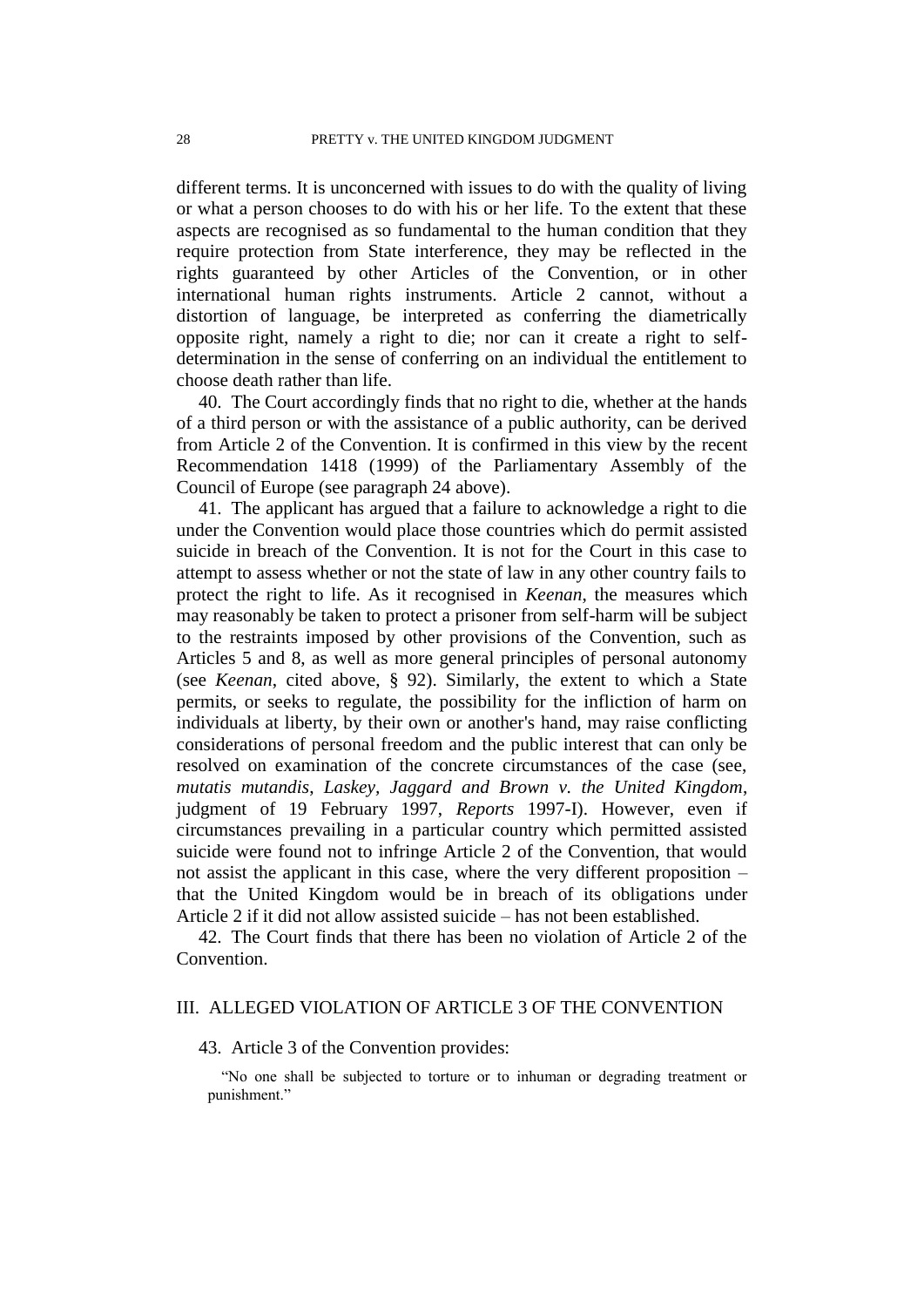different terms. It is unconcerned with issues to do with the quality of living or what a person chooses to do with his or her life. To the extent that these aspects are recognised as so fundamental to the human condition that they require protection from State interference, they may be reflected in the rights guaranteed by other Articles of the Convention, or in other international human rights instruments. Article 2 cannot, without a distortion of language, be interpreted as conferring the diametrically opposite right, namely a right to die; nor can it create a right to self-determination in the sense of conferring on an individual the entitlement to choose death rather than life.

40. The Court accordingly finds that no right to die, whether at the hands of a third person or with the assistance of a public authority, can be derived from Article 2 of the Convention. It is confirmed in this view by the recent Recommendation 1418 (1999) of the Parliamentary Assembly of the Council of Europe (see paragraph 24 above).

41. The applicant has argued that a failure to acknowledge a right to die under the Convention would place those countries which do permit assisted suicide in breach of the Convention. It is not for the Court in this case to attempt to assess whether or not the state of law in any other country fails to protect the right to life. As it recognised in *Keenan*, the measures which may reasonably be taken to protect a prisoner from self-harm will be subject to the restraints imposed by other provisions of the Convention, such as Articles 5 and 8, as well as more general principles of personal autonomy (see *Keenan*, cited above, § 92). Similarly, the extent to which a State permits, or seeks to regulate, the possibility for the infliction of harm on individuals at liberty, by their own or another's hand, may raise conflicting considerations of personal freedom and the public interest that can only be resolved on examination of the concrete circumstances of the case (see, *mutatis mutandis*, *Laskey, Jaggard and Brown v. the United Kingdom*, judgment of 19 February 1997, *Reports* 1997-I). However, even if circumstances prevailing in a particular country which permitted assisted suicide were found not to infringe Article 2 of the Convention, that would not assist the applicant in this case, where the very different proposition – that the United Kingdom would be in breach of its obligations under Article 2 if it did not allow assisted suicide – has not been established.

42. The Court finds that there has been no violation of Article 2 of the Convention.

## III. ALLEGED VIOLATION OF ARTICLE 3 OF THE CONVENTION

43. Article 3 of the Convention provides:

> "No one shall be subjected to torture or to inhuman or degrading treatment or punishment."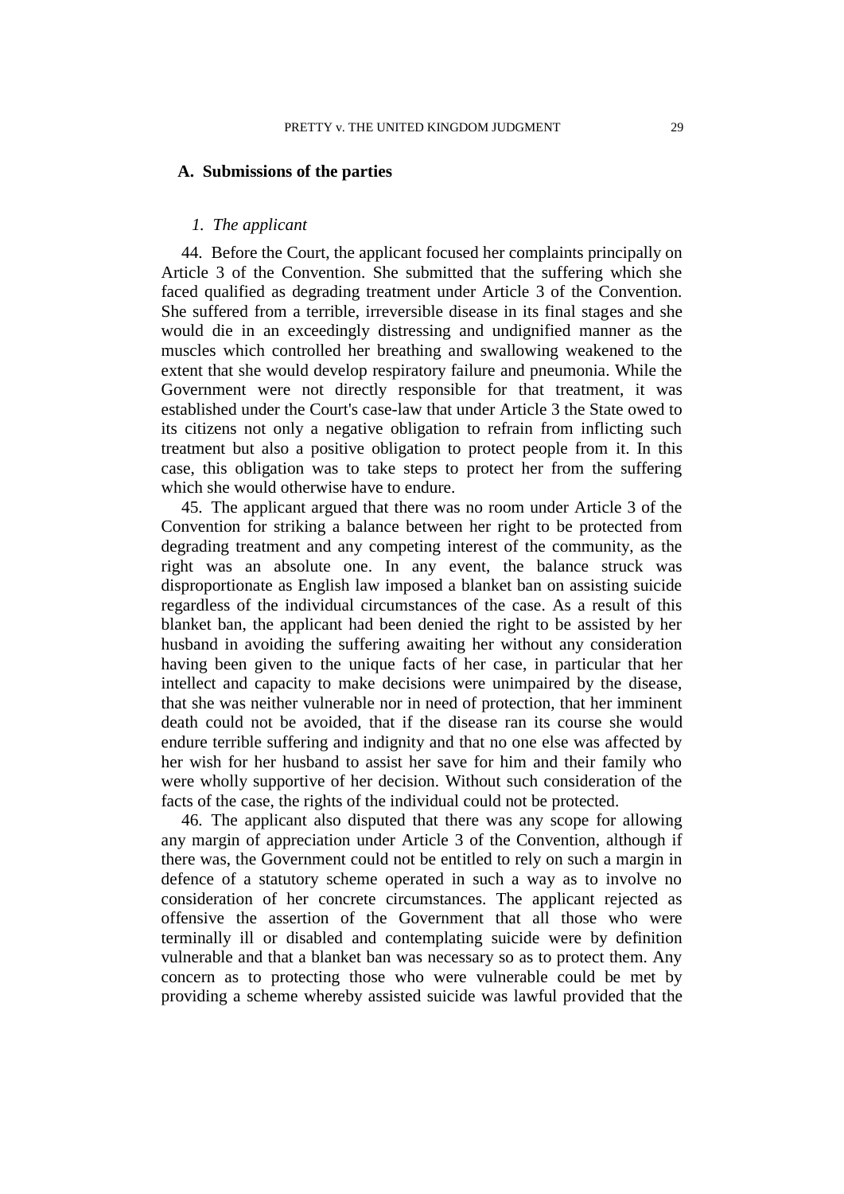### A. Submissions of the parties

#### *1. The applicant*

44. Before the Court, the applicant focused her complaints principally on Article 3 of the Convention. She submitted that the suffering which she faced qualified as degrading treatment under Article 3 of the Convention. She suffered from a terrible, irreversible disease in its final stages and she would die in an exceedingly distressing and undignified manner as the muscles which controlled her breathing and swallowing weakened to the extent that she would develop respiratory failure and pneumonia. While the Government were not directly responsible for that treatment, it was established under the Court's case-law that under Article 3 the State owed to its citizens not only a negative obligation to refrain from inflicting such treatment but also a positive obligation to protect people from it. In this case, this obligation was to take steps to protect her from the suffering which she would otherwise have to endure.

45. The applicant argued that there was no room under Article 3 of the Convention for striking a balance between her right to be protected from degrading treatment and any competing interest of the community, as the right was an absolute one. In any event, the balance struck was disproportionate as English law imposed a blanket ban on assisting suicide regardless of the individual circumstances of the case. As a result of this blanket ban, the applicant had been denied the right to be assisted by her husband in avoiding the suffering awaiting her without any consideration having been given to the unique facts of her case, in particular that her intellect and capacity to make decisions were unimpaired by the disease, that she was neither vulnerable nor in need of protection, that her imminent death could not be avoided, that if the disease ran its course she would endure terrible suffering and indignity and that no one else was affected by her wish for her husband to assist her save for him and their family who were wholly supportive of her decision. Without such consideration of the facts of the case, the rights of the individual could not be protected.

46. The applicant also disputed that there was any scope for allowing any margin of appreciation under Article 3 of the Convention, although if there was, the Government could not be entitled to rely on such a margin in defence of a statutory scheme operated in such a way as to involve no consideration of her concrete circumstances. The applicant rejected as offensive the assertion of the Government that all those who were terminally ill or disabled and contemplating suicide were by definition vulnerable and that a blanket ban was necessary so as to protect them. Any concern as to protecting those who were vulnerable could be met by providing a scheme whereby assisted suicide was lawful provided that the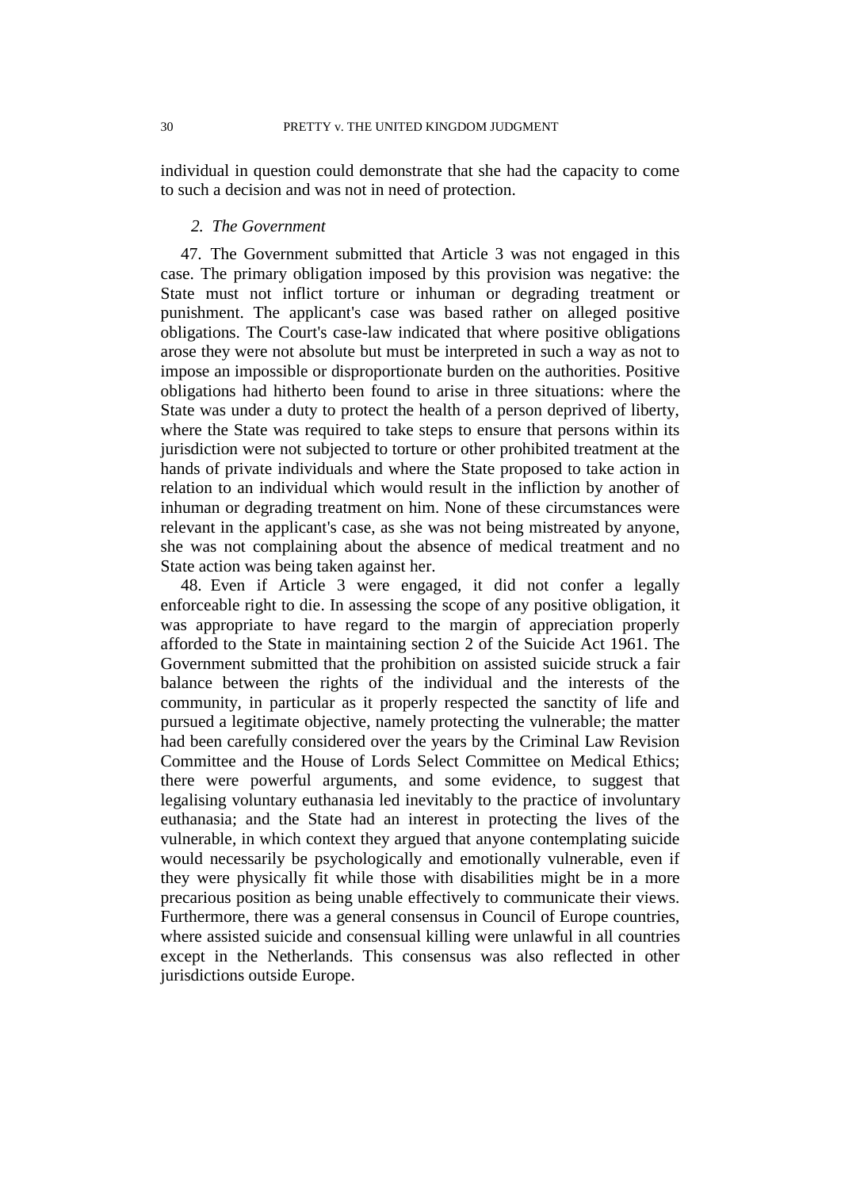individual in question could demonstrate that she had the capacity to come to such a decision and was not in need of protection.

*2. The Government*

47. The Government submitted that Article 3 was not engaged in this case. The primary obligation imposed by this provision was negative: the State must not inflict torture or inhuman or degrading treatment or punishment. The applicant's case was based rather on alleged positive obligations. The Court's case-law indicated that where positive obligations arose they were not absolute but must be interpreted in such a way as not to impose an impossible or disproportionate burden on the authorities. Positive obligations had hitherto been found to arise in three situations: where the State was under a duty to protect the health of a person deprived of liberty, where the State was required to take steps to ensure that persons within its jurisdiction were not subjected to torture or other prohibited treatment at the hands of private individuals and where the State proposed to take action in relation to an individual which would result in the infliction by another of inhuman or degrading treatment on him. None of these circumstances were relevant in the applicant's case, as she was not being mistreated by anyone, she was not complaining about the absence of medical treatment and no State action was being taken against her.

48. Even if Article 3 were engaged, it did not confer a legally enforceable right to die. In assessing the scope of any positive obligation, it was appropriate to have regard to the margin of appreciation properly afforded to the State in maintaining section 2 of the Suicide Act 1961. The Government submitted that the prohibition on assisted suicide struck a fair balance between the rights of the individual and the interests of the community, in particular as it properly respected the sanctity of life and pursued a legitimate objective, namely protecting the vulnerable; the matter had been carefully considered over the years by the Criminal Law Revision Committee and the House of Lords Select Committee on Medical Ethics; there were powerful arguments, and some evidence, to suggest that legalising voluntary euthanasia led inevitably to the practice of involuntary euthanasia; and the State had an interest in protecting the lives of the vulnerable, in which context they argued that anyone contemplating suicide would necessarily be psychologically and emotionally vulnerable, even if they were physically fit while those with disabilities might be in a more precarious position as being unable effectively to communicate their views. Furthermore, there was a general consensus in Council of Europe countries, where assisted suicide and consensual killing were unlawful in all countries except in the Netherlands. This consensus was also reflected in other jurisdictions outside Europe.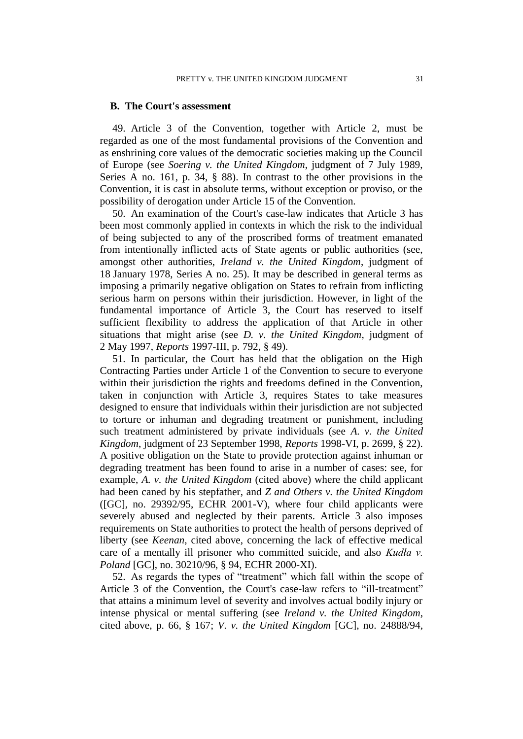### B. The Court's assessment

49. Article 3 of the Convention, together with Article 2, must be regarded as one of the most fundamental provisions of the Convention and as enshrining core values of the democratic societies making up the Council of Europe (see *Soering v. the United Kingdom*, judgment of 7 July 1989, Series A no. 161, p. 34, § 88). In contrast to the other provisions in the Convention, it is cast in absolute terms, without exception or proviso, or the possibility of derogation under Article 15 of the Convention.

50. An examination of the Court's case-law indicates that Article 3 has been most commonly applied in contexts in which the risk to the individual of being subjected to any of the proscribed forms of treatment emanated from intentionally inflicted acts of State agents or public authorities (see, amongst other authorities, *Ireland v. the United Kingdom*, judgment of 18 January 1978, Series A no. 25). It may be described in general terms as imposing a primarily negative obligation on States to refrain from inflicting serious harm on persons within their jurisdiction. However, in light of the fundamental importance of Article 3, the Court has reserved to itself sufficient flexibility to address the application of that Article in other situations that might arise (see *D. v. the United Kingdom*, judgment of 2 May 1997, *Reports* 1997-III, p. 792, § 49).

51. In particular, the Court has held that the obligation on the High Contracting Parties under Article 1 of the Convention to secure to everyone within their jurisdiction the rights and freedoms defined in the Convention, taken in conjunction with Article 3, requires States to take measures designed to ensure that individuals within their jurisdiction are not subjected to torture or inhuman and degrading treatment or punishment, including such treatment administered by private individuals (see *A. v. the United Kingdom*, judgment of 23 September 1998, *Reports* 1998-VI, p. 2699, § 22). A positive obligation on the State to provide protection against inhuman or degrading treatment has been found to arise in a number of cases: see, for example, *A. v. the United Kingdom* (cited above) where the child applicant had been caned by his stepfather, and *Z and Others v. the United Kingdom* ([GC], no. 29392/95, ECHR 2001-V), where four child applicants were severely abused and neglected by their parents. Article 3 also imposes requirements on State authorities to protect the health of persons deprived of liberty (see *Keenan*, cited above, concerning the lack of effective medical care of a mentally ill prisoner who committed suicide, and also *Kudła v. Poland* [GC], no. 30210/96, § 94, ECHR 2000-XI).

52. As regards the types of "treatment" which fall within the scope of Article 3 of the Convention, the Court's case-law refers to "ill-treatment" that attains a minimum level of severity and involves actual bodily injury or intense physical or mental suffering (see *Ireland v. the United Kingdom*, cited above, p. 66, § 167; *V. v. the United Kingdom* [GC], no. 24888/94,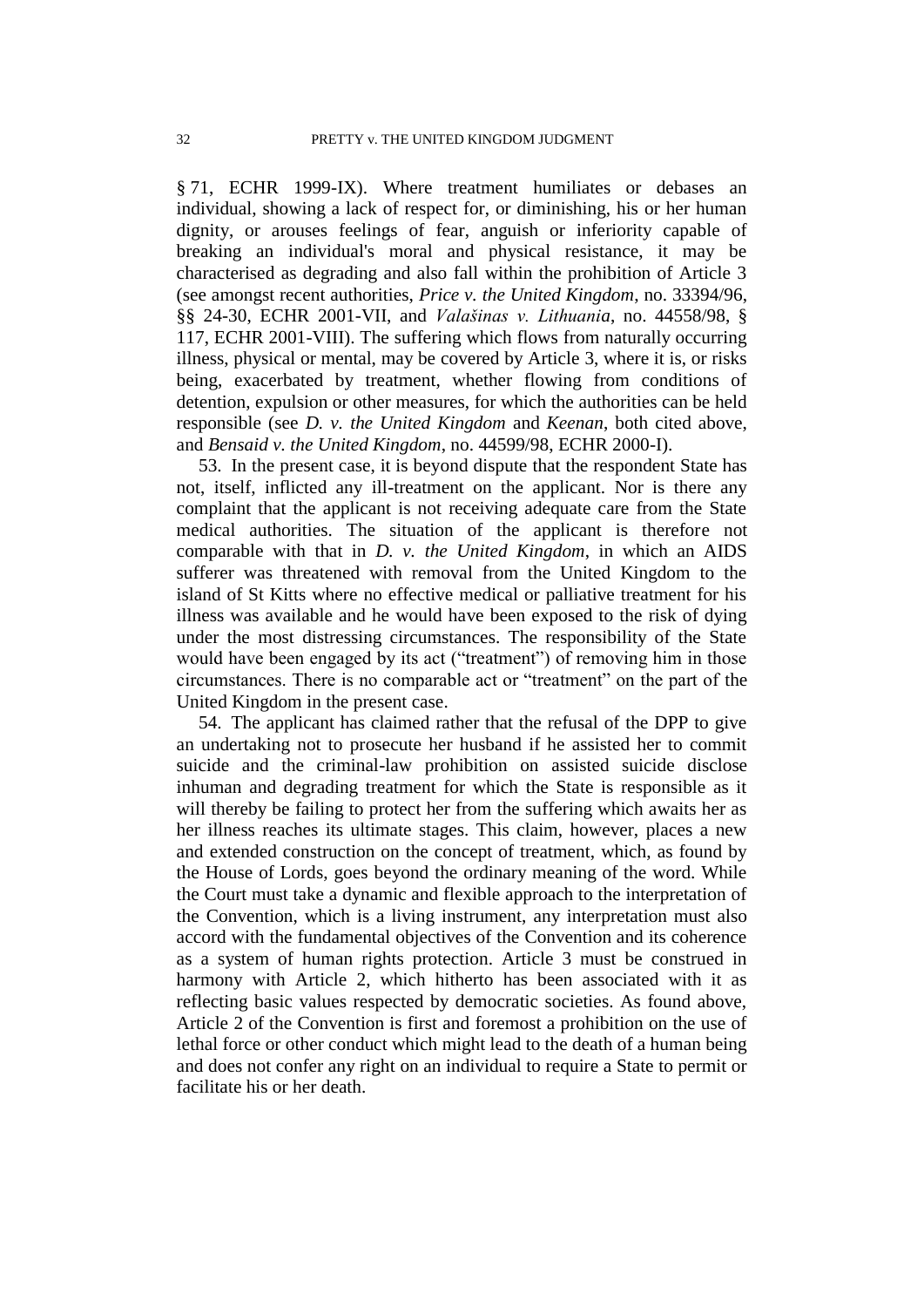§ 71, ECHR 1999-IX). Where treatment humiliates or debases an individual, showing a lack of respect for, or diminishing, his or her human dignity, or arouses feelings of fear, anguish or inferiority capable of breaking an individual's moral and physical resistance, it may be characterised as degrading and also fall within the prohibition of Article 3 (see amongst recent authorities, *Price v. the United Kingdom*, no. 33394/96, §§ 24-30, ECHR 2001-VII, and *Valašinas v. Lithuania*, no. 44558/98, § 117, ECHR 2001-VIII). The suffering which flows from naturally occurring illness, physical or mental, may be covered by Article 3, where it is, or risks being, exacerbated by treatment, whether flowing from conditions of detention, expulsion or other measures, for which the authorities can be held responsible (see *D. v. the United Kingdom* and *Keenan*, both cited above, and *Bensaid v. the United Kingdom*, no. 44599/98, ECHR 2000-I).

53. In the present case, it is beyond dispute that the respondent State has not, itself, inflicted any ill-treatment on the applicant. Nor is there any complaint that the applicant is not receiving adequate care from the State medical authorities. The situation of the applicant is therefore not comparable with that in *D. v. the United Kingdom*, in which an AIDS sufferer was threatened with removal from the United Kingdom to the island of St Kitts where no effective medical or palliative treatment for his illness was available and he would have been exposed to the risk of dying under the most distressing circumstances. The responsibility of the State would have been engaged by its act ("treatment") of removing him in those circumstances. There is no comparable act or "treatment" on the part of the United Kingdom in the present case.

54. The applicant has claimed rather that the refusal of the DPP to give an undertaking not to prosecute her husband if he assisted her to commit suicide and the criminal-law prohibition on assisted suicide disclose inhuman and degrading treatment for which the State is responsible as it will thereby be failing to protect her from the suffering which awaits her as her illness reaches its ultimate stages. This claim, however, places a new and extended construction on the concept of treatment, which, as found by the House of Lords, goes beyond the ordinary meaning of the word. While the Court must take a dynamic and flexible approach to the interpretation of the Convention, which is a living instrument, any interpretation must also accord with the fundamental objectives of the Convention and its coherence as a system of human rights protection. Article 3 must be construed in harmony with Article 2, which hitherto has been associated with it as reflecting basic values respected by democratic societies. As found above, Article 2 of the Convention is first and foremost a prohibition on the use of lethal force or other conduct which might lead to the death of a human being and does not confer any right on an individual to require a State to permit or facilitate his or her death.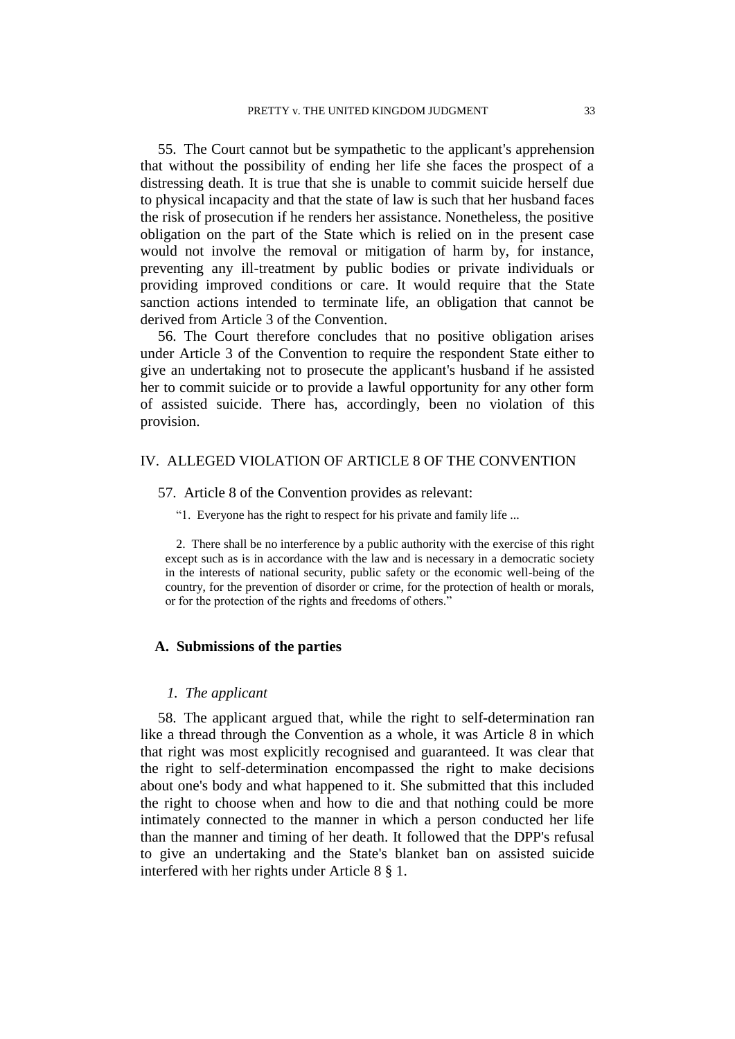55. The Court cannot but be sympathetic to the applicant's apprehension that without the possibility of ending her life she faces the prospect of a distressing death. It is true that she is unable to commit suicide herself due to physical incapacity and that the state of law is such that her husband faces the risk of prosecution if he renders her assistance. Nonetheless, the positive obligation on the part of the State which is relied on in the present case would not involve the removal or mitigation of harm by, for instance, preventing any ill-treatment by public bodies or private individuals or providing improved conditions or care. It would require that the State sanction actions intended to terminate life, an obligation that cannot be derived from Article 3 of the Convention.

56. The Court therefore concludes that no positive obligation arises under Article 3 of the Convention to require the respondent State either to give an undertaking not to prosecute the applicant's husband if he assisted her to commit suicide or to provide a lawful opportunity for any other form of assisted suicide. There has, accordingly, been no violation of this provision.

## IV. ALLEGED VIOLATION OF ARTICLE 8 OF THE CONVENTION

57. Article 8 of the Convention provides as relevant:

> "1. Everyone has the right to respect for his private and family life ...
>
> 2. There shall be no interference by a public authority with the exercise of this right except such as is in accordance with the law and is necessary in a democratic society in the interests of national security, public safety or the economic well-being of the country, for the prevention of disorder or crime, for the protection of health or morals, or for the protection of the rights and freedoms of others."

### A. Submissions of the parties

#### *1. The applicant*

58. The applicant argued that, while the right to self-determination ran like a thread through the Convention as a whole, it was Article 8 in which that right was most explicitly recognised and guaranteed. It was clear that the right to self-determination encompassed the right to make decisions about one's body and what happened to it. She submitted that this included the right to choose when and how to die and that nothing could be more intimately connected to the manner in which a person conducted her life than the manner and timing of her death. It followed that the DPP's refusal to give an undertaking and the State's blanket ban on assisted suicide interfered with her rights under Article 8 § 1.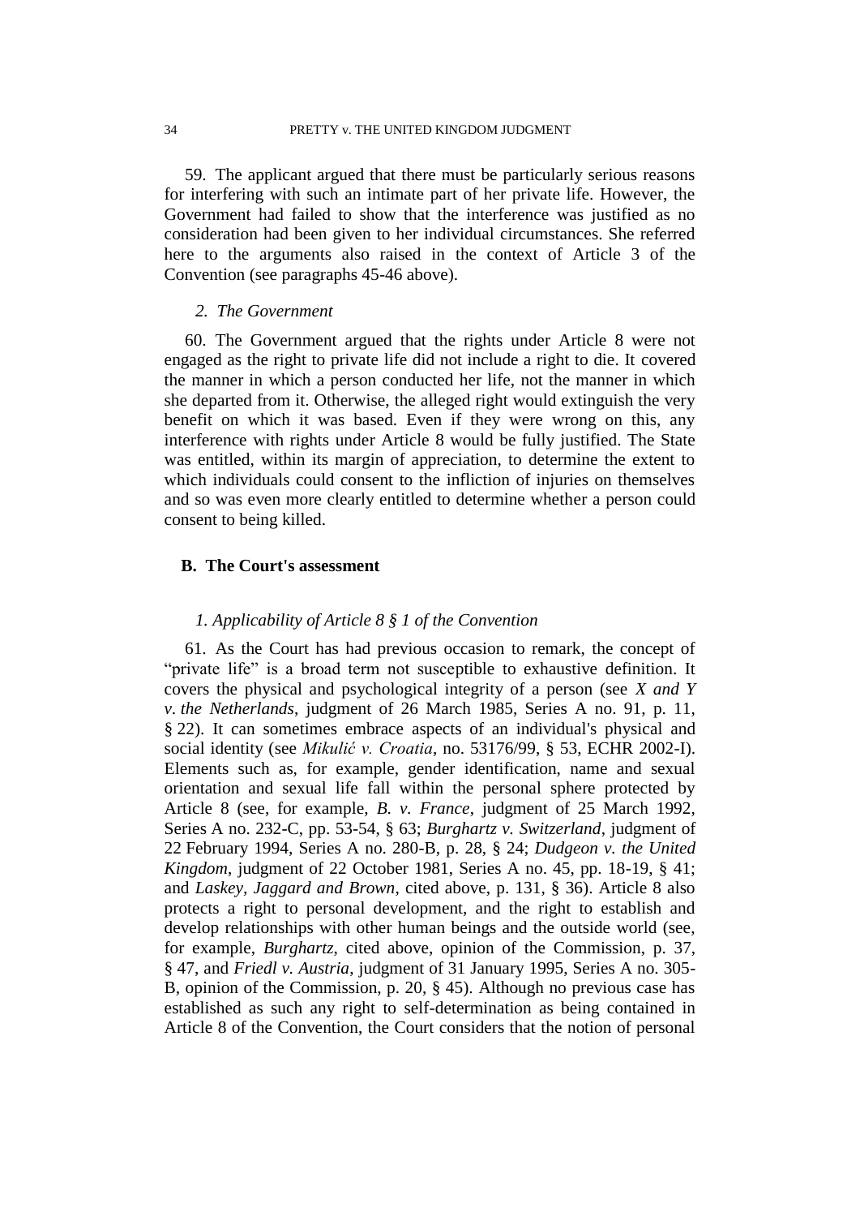59. The applicant argued that there must be particularly serious reasons for interfering with such an intimate part of her private life. However, the Government had failed to show that the interference was justified as no consideration had been given to her individual circumstances. She referred here to the arguments also raised in the context of Article 3 of the Convention (see paragraphs 45-46 above).

### *2. The Government*

60. The Government argued that the rights under Article 8 were not engaged as the right to private life did not include a right to die. It covered the manner in which a person conducted her life, not the manner in which she departed from it. Otherwise, the alleged right would extinguish the very benefit on which it was based. Even if they were wrong on this, any interference with rights under Article 8 would be fully justified. The State was entitled, within its margin of appreciation, to determine the extent to which individuals could consent to the infliction of injuries on themselves and so was even more clearly entitled to determine whether a person could consent to being killed.

## B. The Court's assessment

### *1. Applicability of Article 8 § 1 of the Convention*

61. As the Court has had previous occasion to remark, the concept of "private life" is a broad term not susceptible to exhaustive definition. It covers the physical and psychological integrity of a person (see *X and Y v. the Netherlands*, judgment of 26 March 1985, Series A no. 91, p. 11, § 22). It can sometimes embrace aspects of an individual's physical and social identity (see *Mikulić v. Croatia*, no. 53176/99, § 53, ECHR 2002-I). Elements such as, for example, gender identification, name and sexual orientation and sexual life fall within the personal sphere protected by Article 8 (see, for example, *B. v. France*, judgment of 25 March 1992, Series A no. 232-C, pp. 53-54, § 63; *Burghartz v. Switzerland*, judgment of 22 February 1994, Series A no. 280-B, p. 28, § 24; *Dudgeon v. the United Kingdom*, judgment of 22 October 1981, Series A no. 45, pp. 18-19, § 41; and *Laskey, Jaggard and Brown*, cited above, p. 131, § 36). Article 8 also protects a right to personal development, and the right to establish and develop relationships with other human beings and the outside world (see, for example, *Burghartz*, cited above, opinion of the Commission, p. 37, § 47, and *Friedl v. Austria*, judgment of 31 January 1995, Series A no. 305-B, opinion of the Commission, p. 20, § 45). Although no previous case has established as such any right to self-determination as being contained in Article 8 of the Convention, the Court considers that the notion of personal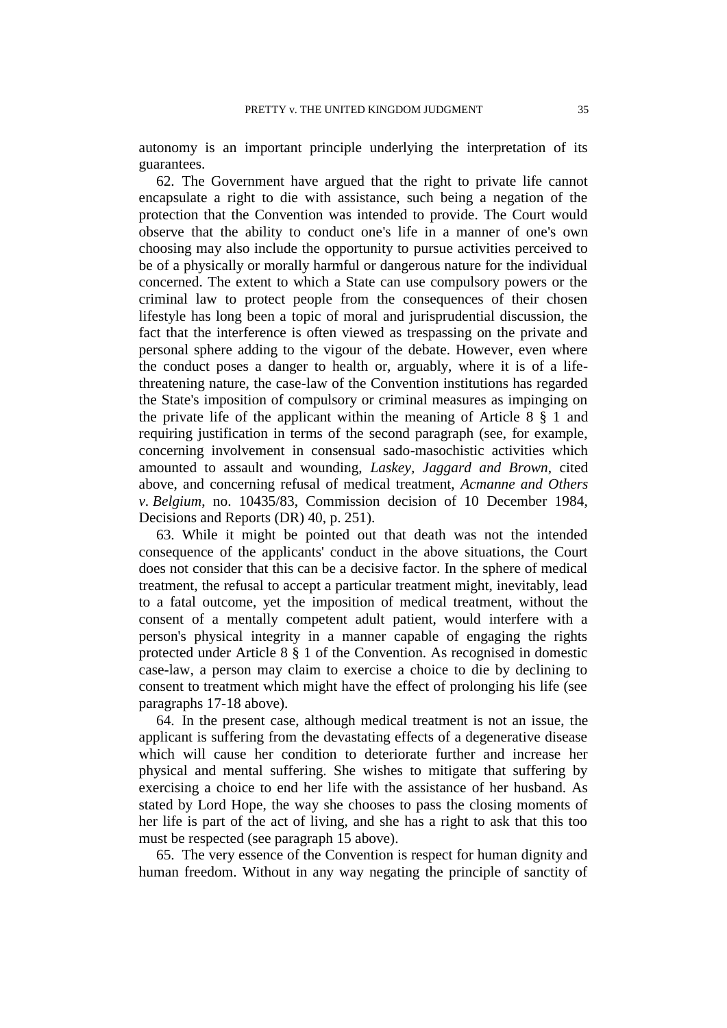autonomy is an important principle underlying the interpretation of its guarantees.

62. The Government have argued that the right to private life cannot encapsulate a right to die with assistance, such being a negation of the protection that the Convention was intended to provide. The Court would observe that the ability to conduct one's life in a manner of one's own choosing may also include the opportunity to pursue activities perceived to be of a physically or morally harmful or dangerous nature for the individual concerned. The extent to which a State can use compulsory powers or the criminal law to protect people from the consequences of their chosen lifestyle has long been a topic of moral and jurisprudential discussion, the fact that the interference is often viewed as trespassing on the private and personal sphere adding to the vigour of the debate. However, even where the conduct poses a danger to health or, arguably, where it is of a life-threatening nature, the case-law of the Convention institutions has regarded the State's imposition of compulsory or criminal measures as impinging on the private life of the applicant within the meaning of Article 8 § 1 and requiring justification in terms of the second paragraph (see, for example, concerning involvement in consensual sado-masochistic activities which amounted to assault and wounding, *Laskey, Jaggard and Brown*, cited above, and concerning refusal of medical treatment, *Acmanne and Others v. Belgium*, no. 10435/83, Commission decision of 10 December 1984, Decisions and Reports (DR) 40, p. 251).

63. While it might be pointed out that death was not the intended consequence of the applicants' conduct in the above situations, the Court does not consider that this can be a decisive factor. In the sphere of medical treatment, the refusal to accept a particular treatment might, inevitably, lead to a fatal outcome, yet the imposition of medical treatment, without the consent of a mentally competent adult patient, would interfere with a person's physical integrity in a manner capable of engaging the rights protected under Article 8 § 1 of the Convention. As recognised in domestic case-law, a person may claim to exercise a choice to die by declining to consent to treatment which might have the effect of prolonging his life (see paragraphs 17-18 above).

64. In the present case, although medical treatment is not an issue, the applicant is suffering from the devastating effects of a degenerative disease which will cause her condition to deteriorate further and increase her physical and mental suffering. She wishes to mitigate that suffering by exercising a choice to end her life with the assistance of her husband. As stated by Lord Hope, the way she chooses to pass the closing moments of her life is part of the act of living, and she has a right to ask that this too must be respected (see paragraph 15 above).

65. The very essence of the Convention is respect for human dignity and human freedom. Without in any way negating the principle of sanctity of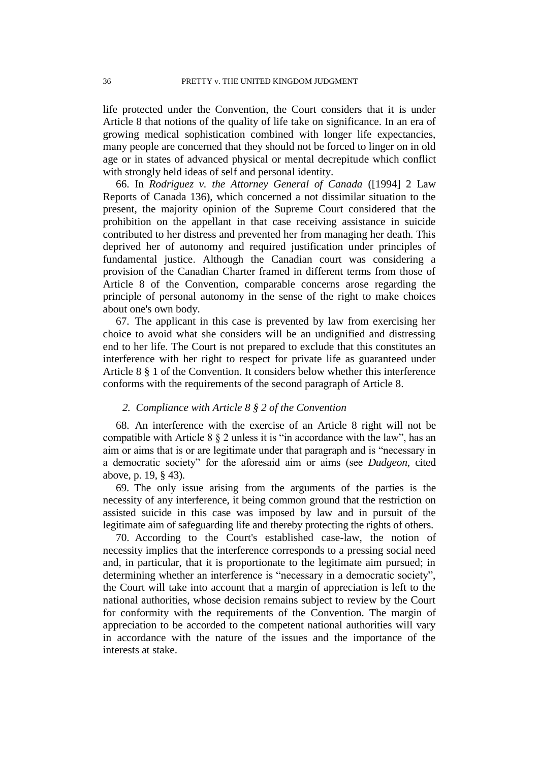life protected under the Convention, the Court considers that it is under Article 8 that notions of the quality of life take on significance. In an era of growing medical sophistication combined with longer life expectancies, many people are concerned that they should not be forced to linger on in old age or in states of advanced physical or mental decrepitude which conflict with strongly held ideas of self and personal identity.

66. In *Rodriguez v. the Attorney General of Canada* ([1994] 2 Law Reports of Canada 136), which concerned a not dissimilar situation to the present, the majority opinion of the Supreme Court considered that the prohibition on the appellant in that case receiving assistance in suicide contributed to her distress and prevented her from managing her death. This deprived her of autonomy and required justification under principles of fundamental justice. Although the Canadian court was considering a provision of the Canadian Charter framed in different terms from those of Article 8 of the Convention, comparable concerns arose regarding the principle of personal autonomy in the sense of the right to make choices about one's own body.

67. The applicant in this case is prevented by law from exercising her choice to avoid what she considers will be an undignified and distressing end to her life. The Court is not prepared to exclude that this constitutes an interference with her right to respect for private life as guaranteed under Article 8 § 1 of the Convention. It considers below whether this interference conforms with the requirements of the second paragraph of Article 8.

### *2. Compliance with Article 8 § 2 of the Convention*

68. An interference with the exercise of an Article 8 right will not be compatible with Article 8 § 2 unless it is "in accordance with the law", has an aim or aims that is or are legitimate under that paragraph and is "necessary in a democratic society" for the aforesaid aim or aims (see *Dudgeon*, cited above, p. 19, § 43).

69. The only issue arising from the arguments of the parties is the necessity of any interference, it being common ground that the restriction on assisted suicide in this case was imposed by law and in pursuit of the legitimate aim of safeguarding life and thereby protecting the rights of others.

70. According to the Court's established case-law, the notion of necessity implies that the interference corresponds to a pressing social need and, in particular, that it is proportionate to the legitimate aim pursued; in determining whether an interference is "necessary in a democratic society", the Court will take into account that a margin of appreciation is left to the national authorities, whose decision remains subject to review by the Court for conformity with the requirements of the Convention. The margin of appreciation to be accorded to the competent national authorities will vary in accordance with the nature of the issues and the importance of the interests at stake.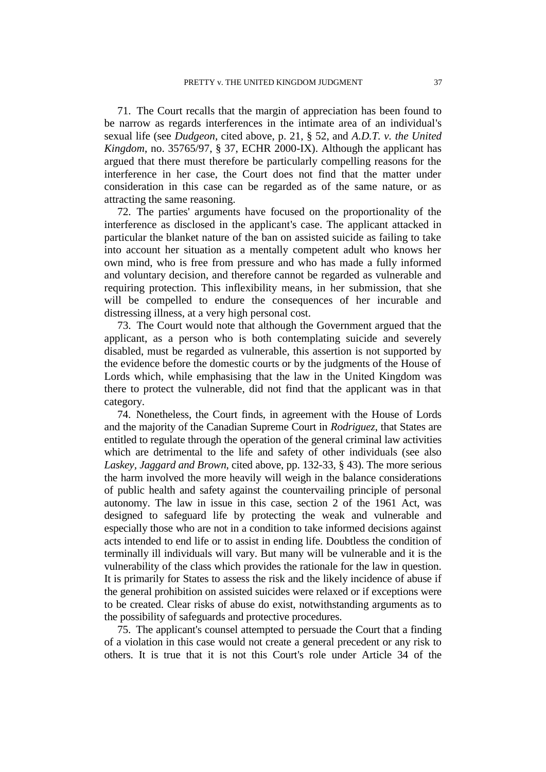71. The Court recalls that the margin of appreciation has been found to be narrow as regards interferences in the intimate area of an individual's sexual life (see *Dudgeon*, cited above, p. 21, § 52, and *A.D.T. v. the United Kingdom*, no. 35765/97, § 37, ECHR 2000-IX). Although the applicant has argued that there must therefore be particularly compelling reasons for the interference in her case, the Court does not find that the matter under consideration in this case can be regarded as of the same nature, or as attracting the same reasoning.

72. The parties' arguments have focused on the proportionality of the interference as disclosed in the applicant's case. The applicant attacked in particular the blanket nature of the ban on assisted suicide as failing to take into account her situation as a mentally competent adult who knows her own mind, who is free from pressure and who has made a fully informed and voluntary decision, and therefore cannot be regarded as vulnerable and requiring protection. This inflexibility means, in her submission, that she will be compelled to endure the consequences of her incurable and distressing illness, at a very high personal cost.

73. The Court would note that although the Government argued that the applicant, as a person who is both contemplating suicide and severely disabled, must be regarded as vulnerable, this assertion is not supported by the evidence before the domestic courts or by the judgments of the House of Lords which, while emphasising that the law in the United Kingdom was there to protect the vulnerable, did not find that the applicant was in that category.

74. Nonetheless, the Court finds, in agreement with the House of Lords and the majority of the Canadian Supreme Court in *Rodriguez*, that States are entitled to regulate through the operation of the general criminal law activities which are detrimental to the life and safety of other individuals (see also *Laskey, Jaggard and Brown*, cited above, pp. 132-33, § 43). The more serious the harm involved the more heavily will weigh in the balance considerations of public health and safety against the countervailing principle of personal autonomy. The law in issue in this case, section 2 of the 1961 Act, was designed to safeguard life by protecting the weak and vulnerable and especially those who are not in a condition to take informed decisions against acts intended to end life or to assist in ending life. Doubtless the condition of terminally ill individuals will vary. But many will be vulnerable and it is the vulnerability of the class which provides the rationale for the law in question. It is primarily for States to assess the risk and the likely incidence of abuse if the general prohibition on assisted suicides were relaxed or if exceptions were to be created. Clear risks of abuse do exist, notwithstanding arguments as to the possibility of safeguards and protective procedures.

75. The applicant's counsel attempted to persuade the Court that a finding of a violation in this case would not create a general precedent or any risk to others. It is true that it is not this Court's role under Article 34 of the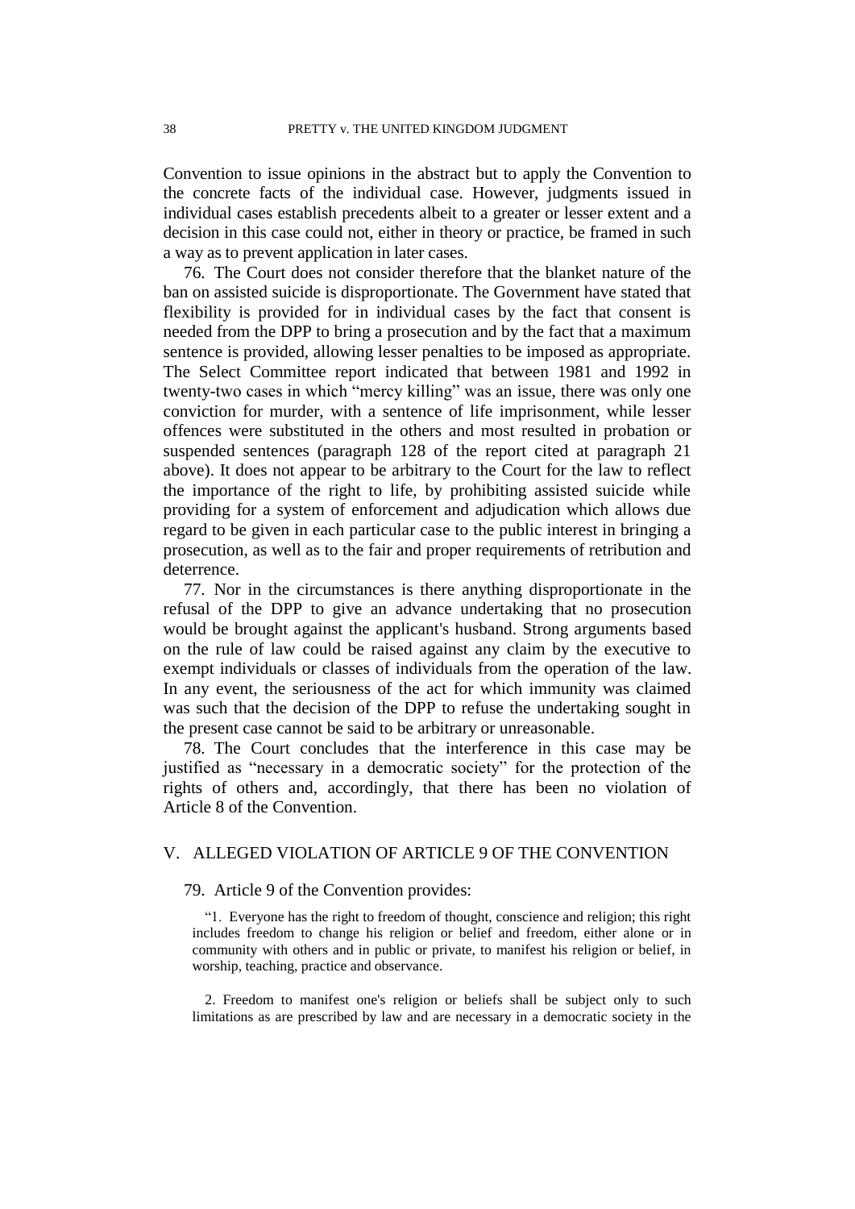Convention to issue opinions in the abstract but to apply the Convention to the concrete facts of the individual case. However, judgments issued in individual cases establish precedents albeit to a greater or lesser extent and a decision in this case could not, either in theory or practice, be framed in such a way as to prevent application in later cases.

76. The Court does not consider therefore that the blanket nature of the ban on assisted suicide is disproportionate. The Government have stated that flexibility is provided for in individual cases by the fact that consent is needed from the DPP to bring a prosecution and by the fact that a maximum sentence is provided, allowing lesser penalties to be imposed as appropriate. The Select Committee report indicated that between 1981 and 1992 in twenty-two cases in which "mercy killing" was an issue, there was only one conviction for murder, with a sentence of life imprisonment, while lesser offences were substituted in the others and most resulted in probation or suspended sentences (paragraph 128 of the report cited at paragraph 21 above). It does not appear to be arbitrary to the Court for the law to reflect the importance of the right to life, by prohibiting assisted suicide while providing for a system of enforcement and adjudication which allows due regard to be given in each particular case to the public interest in bringing a prosecution, as well as to the fair and proper requirements of retribution and deterrence.

77. Nor in the circumstances is there anything disproportionate in the refusal of the DPP to give an advance undertaking that no prosecution would be brought against the applicant's husband. Strong arguments based on the rule of law could be raised against any claim by the executive to exempt individuals or classes of individuals from the operation of the law. In any event, the seriousness of the act for which immunity was claimed was such that the decision of the DPP to refuse the undertaking sought in the present case cannot be said to be arbitrary or unreasonable.

78. The Court concludes that the interference in this case may be justified as "necessary in a democratic society" for the protection of the rights of others and, accordingly, that there has been no violation of Article 8 of the Convention.

## V. ALLEGED VIOLATION OF ARTICLE 9 OF THE CONVENTION

79. Article 9 of the Convention provides:

> "1. Everyone has the right to freedom of thought, conscience and religion; this right includes freedom to change his religion or belief and freedom, either alone or in community with others and in public or private, to manifest his religion or belief, in worship, teaching, practice and observance.
>
> 2. Freedom to manifest one's religion or beliefs shall be subject only to such limitations as are prescribed by law and are necessary in a democratic society in the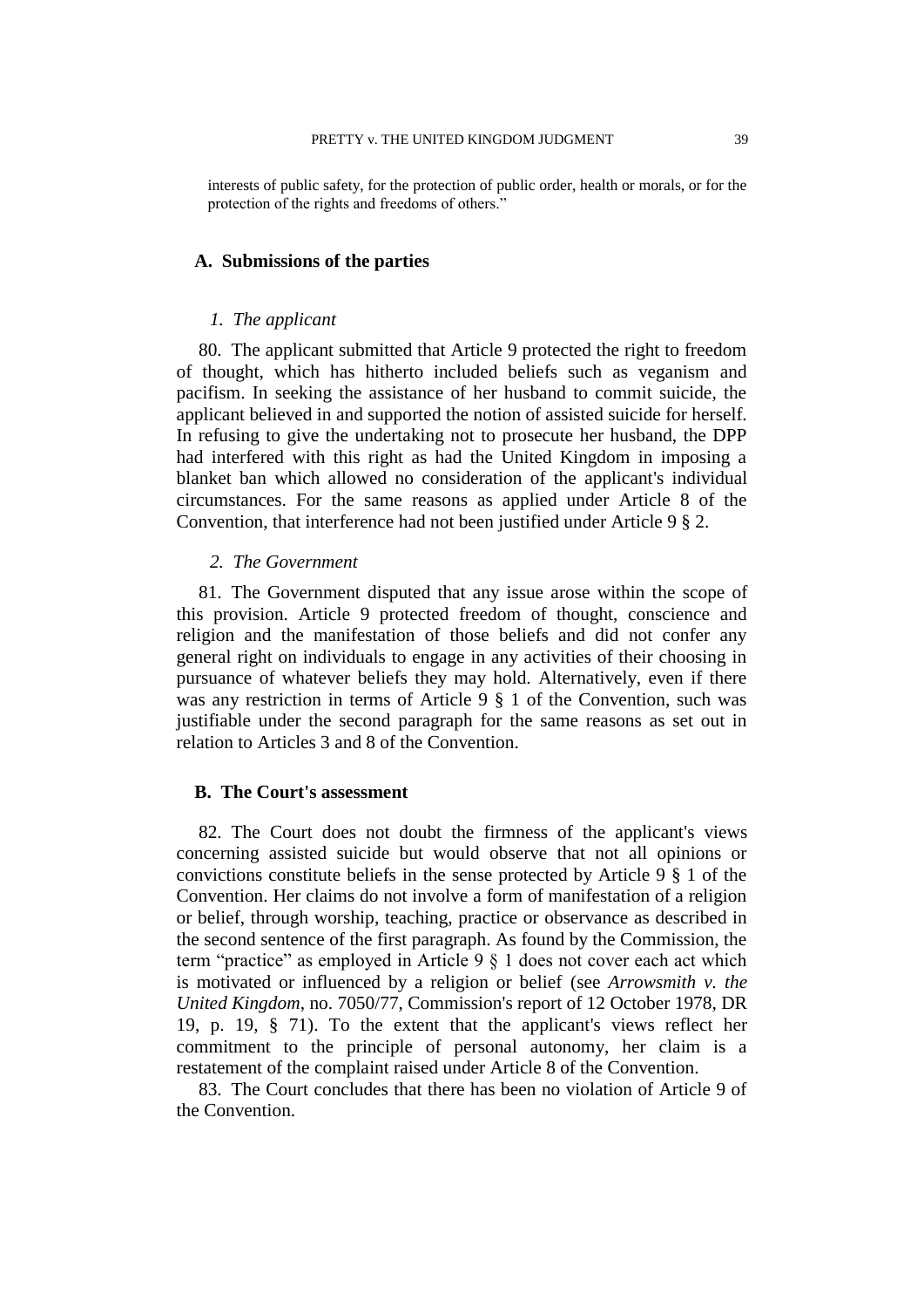interests of public safety, for the protection of public order, health or morals, or for the protection of the rights and freedoms of others."

## A. Submissions of the parties

### *1. The applicant*

80. The applicant submitted that Article 9 protected the right to freedom of thought, which has hitherto included beliefs such as veganism and pacifism. In seeking the assistance of her husband to commit suicide, the applicant believed in and supported the notion of assisted suicide for herself. In refusing to give the undertaking not to prosecute her husband, the DPP had interfered with this right as had the United Kingdom in imposing a blanket ban which allowed no consideration of the applicant's individual circumstances. For the same reasons as applied under Article 8 of the Convention, that interference had not been justified under Article 9 § 2.

### *2. The Government*

81. The Government disputed that any issue arose within the scope of this provision. Article 9 protected freedom of thought, conscience and religion and the manifestation of those beliefs and did not confer any general right on individuals to engage in any activities of their choosing in pursuance of whatever beliefs they may hold. Alternatively, even if there was any restriction in terms of Article 9 § 1 of the Convention, such was justifiable under the second paragraph for the same reasons as set out in relation to Articles 3 and 8 of the Convention.

## B. The Court's assessment

82. The Court does not doubt the firmness of the applicant's views concerning assisted suicide but would observe that not all opinions or convictions constitute beliefs in the sense protected by Article 9 § 1 of the Convention. Her claims do not involve a form of manifestation of a religion or belief, through worship, teaching, practice or observance as described in the second sentence of the first paragraph. As found by the Commission, the term "practice" as employed in Article 9 § 1 does not cover each act which is motivated or influenced by a religion or belief (see *Arrowsmith v. the United Kingdom*, no. 7050/77, Commission's report of 12 October 1978, DR 19, p. 19, § 71). To the extent that the applicant's views reflect her commitment to the principle of personal autonomy, her claim is a restatement of the complaint raised under Article 8 of the Convention.

83. The Court concludes that there has been no violation of Article 9 of the Convention.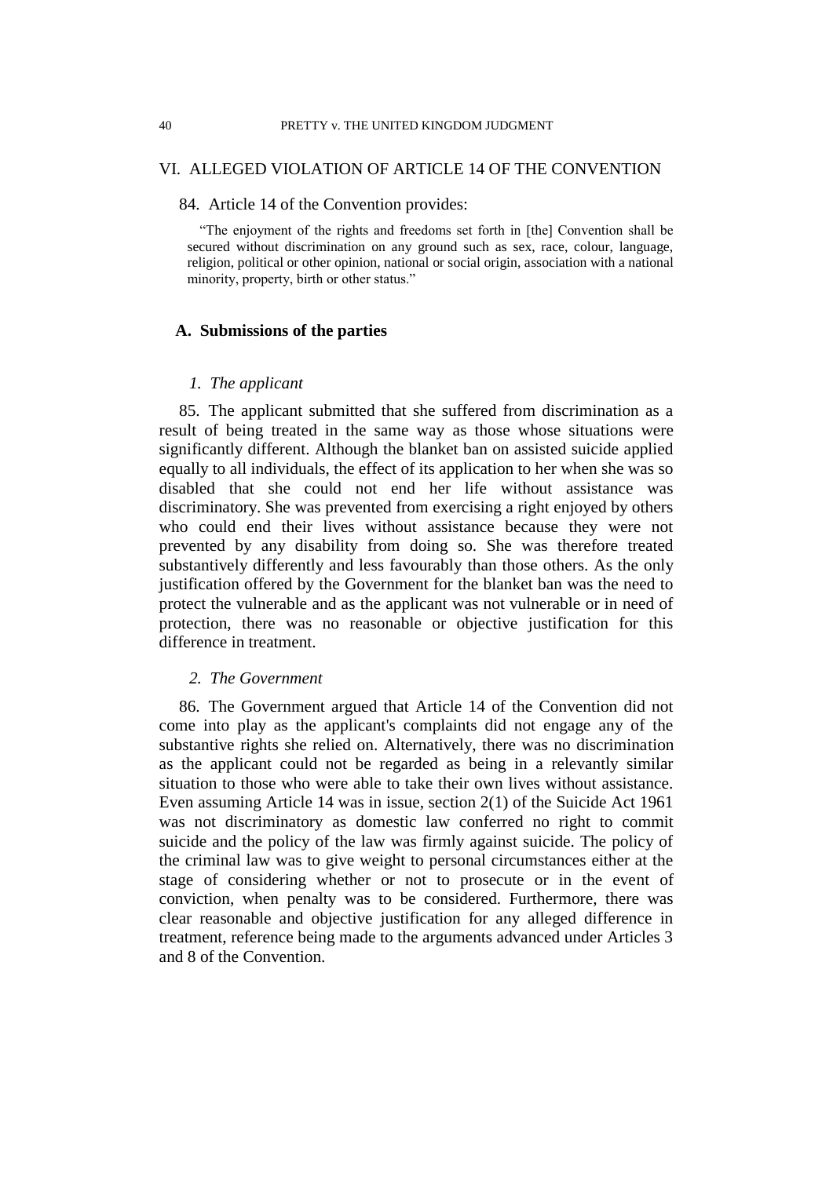## VI. ALLEGED VIOLATION OF ARTICLE 14 OF THE CONVENTION

84. Article 14 of the Convention provides:

> "The enjoyment of the rights and freedoms set forth in [the] Convention shall be secured without discrimination on any ground such as sex, race, colour, language, religion, political or other opinion, national or social origin, association with a national minority, property, birth or other status."

### A. Submissions of the parties

#### *1. The applicant*

85. The applicant submitted that she suffered from discrimination as a result of being treated in the same way as those whose situations were significantly different. Although the blanket ban on assisted suicide applied equally to all individuals, the effect of its application to her when she was so disabled that she could not end her life without assistance was discriminatory. She was prevented from exercising a right enjoyed by others who could end their lives without assistance because they were not prevented by any disability from doing so. She was therefore treated substantively differently and less favourably than those others. As the only justification offered by the Government for the blanket ban was the need to protect the vulnerable and as the applicant was not vulnerable or in need of protection, there was no reasonable or objective justification for this difference in treatment.

#### *2. The Government*

86. The Government argued that Article 14 of the Convention did not come into play as the applicant's complaints did not engage any of the substantive rights she relied on. Alternatively, there was no discrimination as the applicant could not be regarded as being in a relevantly similar situation to those who were able to take their own lives without assistance. Even assuming Article 14 was in issue, section 2(1) of the Suicide Act 1961 was not discriminatory as domestic law conferred no right to commit suicide and the policy of the law was firmly against suicide. The policy of the criminal law was to give weight to personal circumstances either at the stage of considering whether or not to prosecute or in the event of conviction, when penalty was to be considered. Furthermore, there was clear reasonable and objective justification for any alleged difference in treatment, reference being made to the arguments advanced under Articles 3 and 8 of the Convention.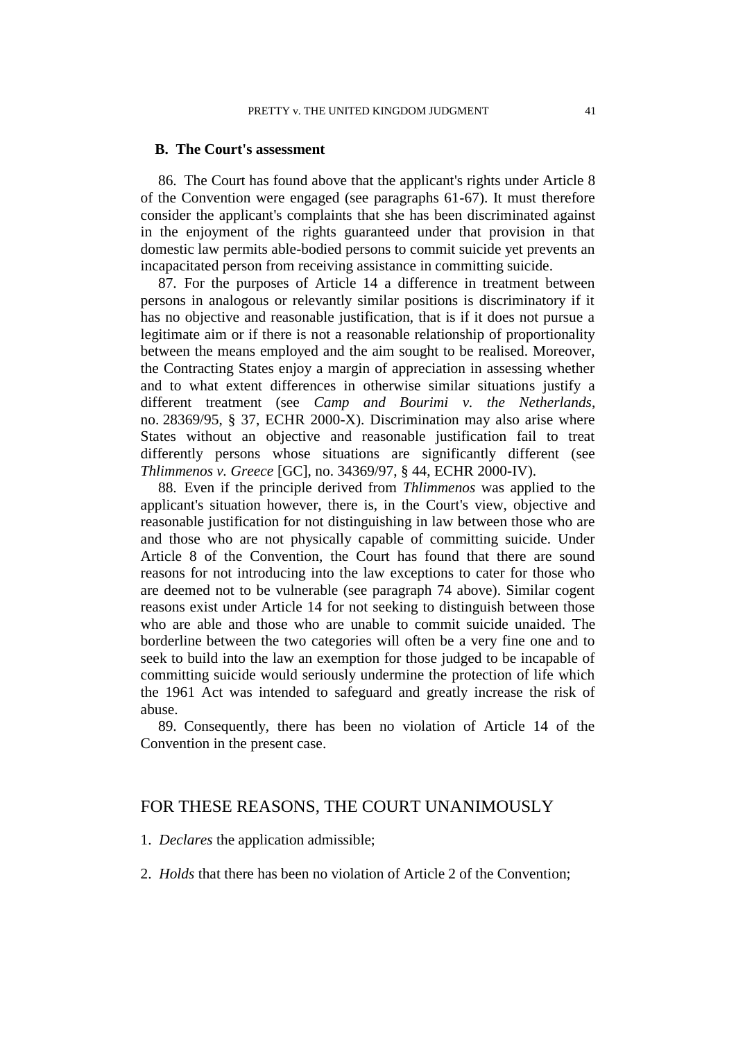### B. The Court's assessment

86. The Court has found above that the applicant's rights under Article 8 of the Convention were engaged (see paragraphs 61-67). It must therefore consider the applicant's complaints that she has been discriminated against in the enjoyment of the rights guaranteed under that provision in that domestic law permits able-bodied persons to commit suicide yet prevents an incapacitated person from receiving assistance in committing suicide.

87. For the purposes of Article 14 a difference in treatment between persons in analogous or relevantly similar positions is discriminatory if it has no objective and reasonable justification, that is if it does not pursue a legitimate aim or if there is not a reasonable relationship of proportionality between the means employed and the aim sought to be realised. Moreover, the Contracting States enjoy a margin of appreciation in assessing whether and to what extent differences in otherwise similar situations justify a different treatment (see *Camp and Bourimi v. the Netherlands*, no. 28369/95, § 37, ECHR 2000-X). Discrimination may also arise where States without an objective and reasonable justification fail to treat differently persons whose situations are significantly different (see *Thlimmenos v. Greece* [GC], no. 34369/97, § 44, ECHR 2000-IV).

88. Even if the principle derived from *Thlimmenos* was applied to the applicant's situation however, there is, in the Court's view, objective and reasonable justification for not distinguishing in law between those who are and those who are not physically capable of committing suicide. Under Article 8 of the Convention, the Court has found that there are sound reasons for not introducing into the law exceptions to cater for those who are deemed not to be vulnerable (see paragraph 74 above). Similar cogent reasons exist under Article 14 for not seeking to distinguish between those who are able and those who are unable to commit suicide unaided. The borderline between the two categories will often be a very fine one and to seek to build into the law an exemption for those judged to be incapable of committing suicide would seriously undermine the protection of life which the 1961 Act was intended to safeguard and greatly increase the risk of abuse.

89. Consequently, there has been no violation of Article 14 of the Convention in the present case.

## FOR THESE REASONS, THE COURT UNANIMOUSLY

1. *Declares* the application admissible;

2. *Holds* that there has been no violation of Article 2 of the Convention;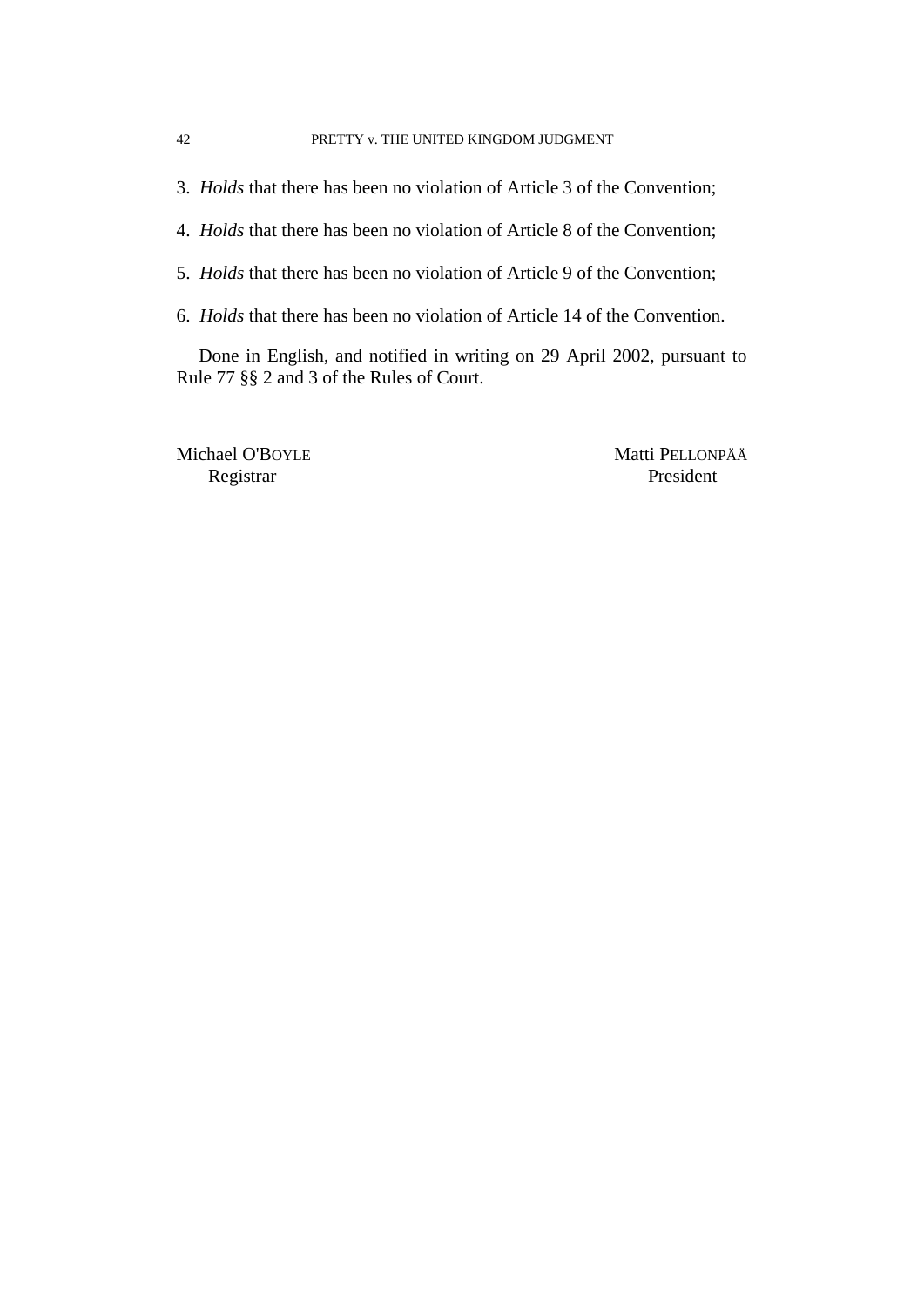3. *Holds* that there has been no violation of Article 3 of the Convention;

4. *Holds* that there has been no violation of Article 8 of the Convention;

5. *Holds* that there has been no violation of Article 9 of the Convention;

6. *Holds* that there has been no violation of Article 14 of the Convention.

Done in English, and notified in writing on 29 April 2002, pursuant to Rule 77 §§ 2 and 3 of the Rules of Court.

Michael O'BOYLE
Registrar

Matti PELLONPÄÄ
President